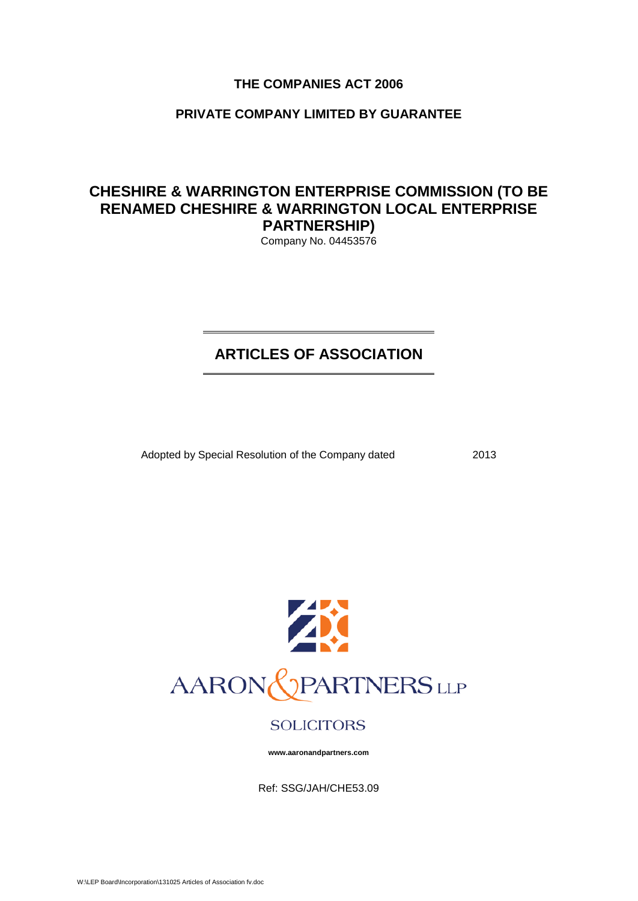**THE COMPANIES ACT 2006**

**PRIVATE COMPANY LIMITED BY GUARANTEE**

# CHESHIRE & WARRINGTON ENTERPRISE COMMISSION (TO BE RENAMED CHESHIRE & WARRINGTON LOCAL ENTERPRISE PARTNERSHIP)

Company No. 04453576

## ARTICLES OF ASSOCIATION

Adopted by Special Resolution of the Company dated 2013

AARON & PARTNERS LLP

SOLICITORS

**www.aaronandpartners.com**

Ref: SSG/JAH/CHE53.09

W:\LEP Board\Incorporation\131025 Articles of Association fv.doc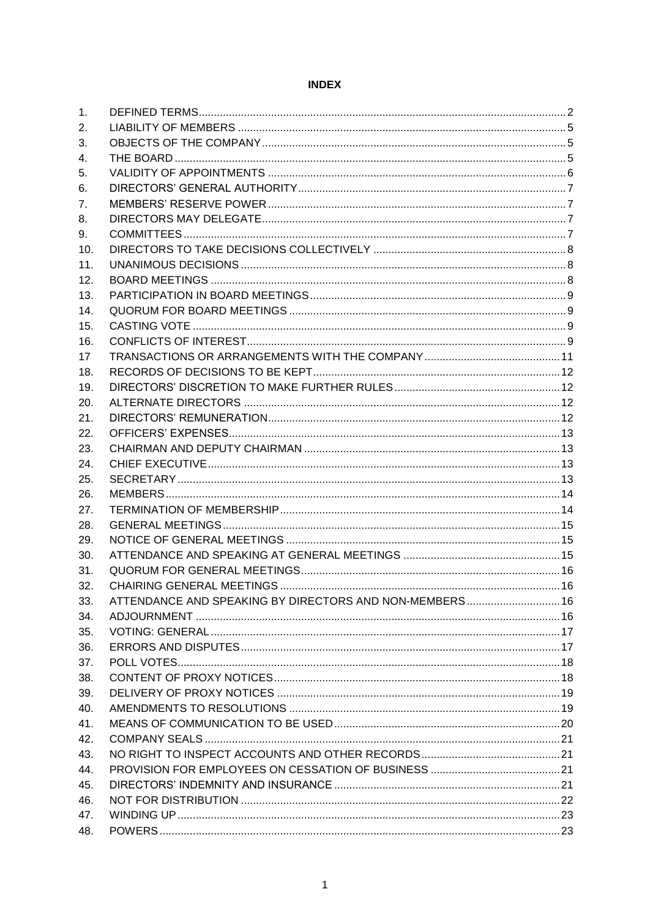**INDEX**

| | | |
|---|---|---|
| 1. | DEFINED TERMS | 2 |
| 2. | LIABILITY OF MEMBERS | 5 |
| 3. | OBJECTS OF THE COMPANY | 5 |
| 4. | THE BOARD | 5 |
| 5. | VALIDITY OF APPOINTMENTS | 6 |
| 6. | DIRECTORS' GENERAL AUTHORITY | 7 |
| 7. | MEMBERS' RESERVE POWER | 7 |
| 8. | DIRECTORS MAY DELEGATE | 7 |
| 9. | COMMITTEES | 7 |
| 10. | DIRECTORS TO TAKE DECISIONS COLLECTIVELY | 8 |
| 11. | UNANIMOUS DECISIONS | 8 |
| 12. | BOARD MEETINGS | 8 |
| 13. | PARTICIPATION IN BOARD MEETINGS | 9 |
| 14. | QUORUM FOR BOARD MEETINGS | 9 |
| 15. | CASTING VOTE | 9 |
| 16. | CONFLICTS OF INTEREST | 9 |
| 17 | TRANSACTIONS OR ARRANGEMENTS WITH THE COMPANY | 11 |
| 18. | RECORDS OF DECISIONS TO BE KEPT | 12 |
| 19. | DIRECTORS' DISCRETION TO MAKE FURTHER RULES | 12 |
| 20. | ALTERNATE DIRECTORS | 12 |
| 21. | DIRECTORS' REMUNERATION | 12 |
| 22. | OFFICERS' EXPENSES | 13 |
| 23. | CHAIRMAN AND DEPUTY CHAIRMAN | 13 |
| 24. | CHIEF EXECUTIVE | 13 |
| 25. | SECRETARY | 13 |
| 26. | MEMBERS | 14 |
| 27. | TERMINATION OF MEMBERSHIP | 14 |
| 28. | GENERAL MEETINGS | 15 |
| 29. | NOTICE OF GENERAL MEETINGS | 15 |
| 30. | ATTENDANCE AND SPEAKING AT GENERAL MEETINGS | 15 |
| 31. | QUORUM FOR GENERAL MEETINGS | 16 |
| 32. | CHAIRING GENERAL MEETINGS | 16 |
| 33. | ATTENDANCE AND SPEAKING BY DIRECTORS AND NON-MEMBERS | 16 |
| 34. | ADJOURNMENT | 16 |
| 35. | VOTING: GENERAL | 17 |
| 36. | ERRORS AND DISPUTES | 17 |
| 37. | POLL VOTES | 18 |
| 38. | CONTENT OF PROXY NOTICES | 18 |
| 39. | DELIVERY OF PROXY NOTICES | 19 |
| 40. | AMENDMENTS TO RESOLUTIONS | 19 |
| 41. | MEANS OF COMMUNICATION TO BE USED | 20 |
| 42. | COMPANY SEALS | 21 |
| 43. | NO RIGHT TO INSPECT ACCOUNTS AND OTHER RECORDS | 21 |
| 44. | PROVISION FOR EMPLOYEES ON CESSATION OF BUSINESS | 21 |
| 45. | DIRECTORS' INDEMNITY AND INSURANCE | 21 |
| 46. | NOT FOR DISTRIBUTION | 22 |
| 47. | WINDING UP | 23 |
| 48. | POWERS | 23 |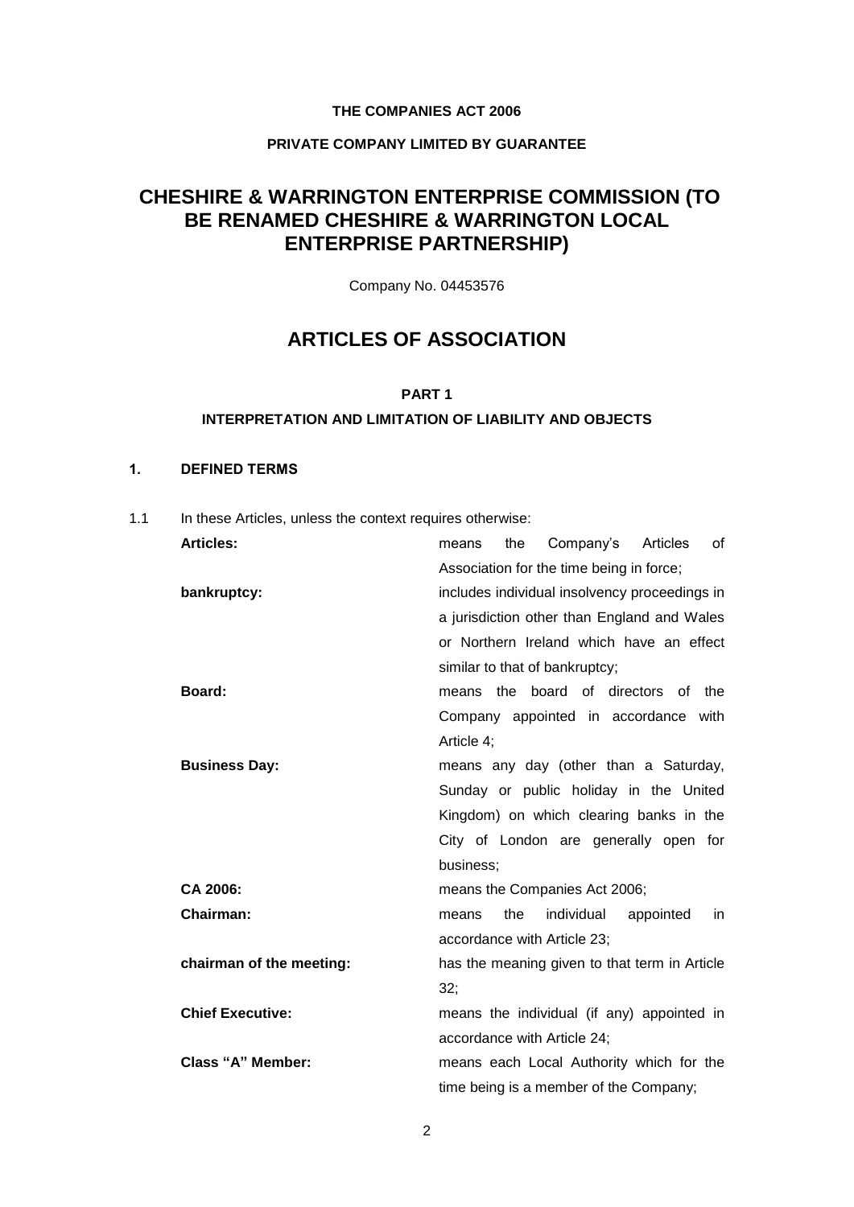**THE COMPANIES ACT 2006**

**PRIVATE COMPANY LIMITED BY GUARANTEE**

# CHESHIRE & WARRINGTON ENTERPRISE COMMISSION (TO BE RENAMED CHESHIRE & WARRINGTON LOCAL ENTERPRISE PARTNERSHIP)

Company No. 04453576

# ARTICLES OF ASSOCIATION

## PART 1

### INTERPRETATION AND LIMITATION OF LIABILITY AND OBJECTS

### 1. DEFINED TERMS

1.1 In these Articles, unless the context requires otherwise:

| | |
|---|---|
| **Articles:** | means the Company's Articles of Association for the time being in force; |
| **bankruptcy:** | includes individual insolvency proceedings in a jurisdiction other than England and Wales or Northern Ireland which have an effect similar to that of bankruptcy; |
| **Board:** | means the board of directors of the Company appointed in accordance with Article 4; |
| **Business Day:** | means any day (other than a Saturday, Sunday or public holiday in the United Kingdom) on which clearing banks in the City of London are generally open for business; |
| **CA 2006:** | means the Companies Act 2006; |
| **Chairman:** | means the individual appointed in accordance with Article 23; |
| **chairman of the meeting:** | has the meaning given to that term in Article 32; |
| **Chief Executive:** | means the individual (if any) appointed in accordance with Article 24; |
| **Class "A" Member:** | means each Local Authority which for the time being is a member of the Company; |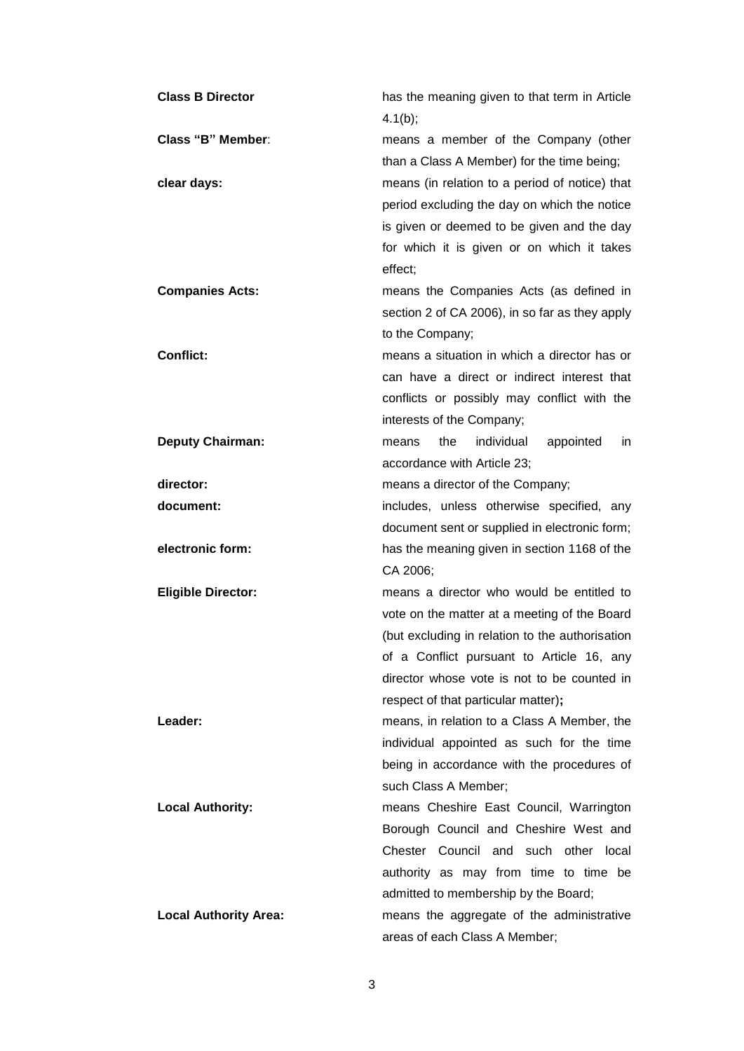**Class B Director** has the meaning given to that term in Article 4.1(b);

**Class "B" Member**: means a member of the Company (other than a Class A Member) for the time being;

**clear days:** means (in relation to a period of notice) that period excluding the day on which the notice is given or deemed to be given and the day for which it is given or on which it takes effect;

**Companies Acts:** means the Companies Acts (as defined in section 2 of CA 2006), in so far as they apply to the Company;

**Conflict:** means a situation in which a director has or can have a direct or indirect interest that conflicts or possibly may conflict with the interests of the Company;

**Deputy Chairman:** means the individual appointed in accordance with Article 23;

**director:** means a director of the Company;

**document:** includes, unless otherwise specified, any document sent or supplied in electronic form;

**electronic form:** has the meaning given in section 1168 of the CA 2006;

**Eligible Director:** means a director who would be entitled to vote on the matter at a meeting of the Board (but excluding in relation to the authorisation of a Conflict pursuant to Article 16, any director whose vote is not to be counted in respect of that particular matter)**;**

**Leader:** means, in relation to a Class A Member, the individual appointed as such for the time being in accordance with the procedures of such Class A Member;

**Local Authority:** means Cheshire East Council, Warrington Borough Council and Cheshire West and Chester Council and such other local authority as may from time to time be admitted to membership by the Board;

**Local Authority Area:** means the aggregate of the administrative areas of each Class A Member;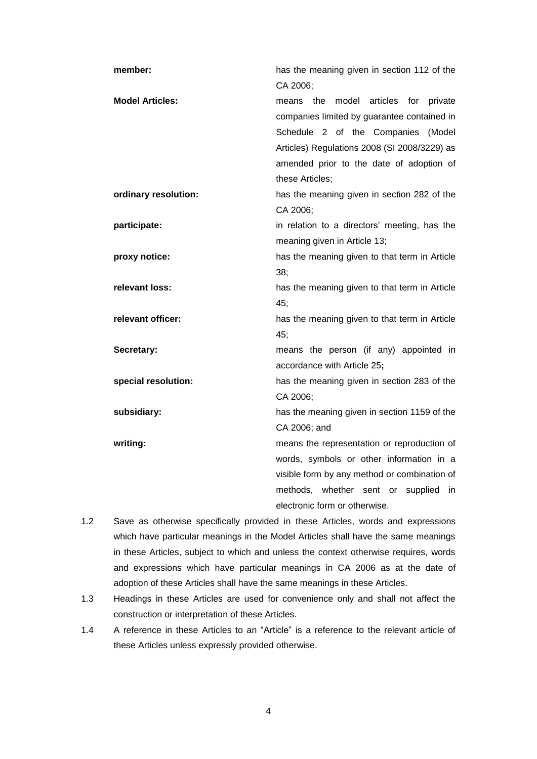| | |
|---|---|
| **member:** | has the meaning given in section 112 of the CA 2006; |
| **Model Articles:** | means the model articles for private companies limited by guarantee contained in Schedule 2 of the Companies (Model Articles) Regulations 2008 (SI 2008/3229) as amended prior to the date of adoption of these Articles; |
| **ordinary resolution:** | has the meaning given in section 282 of the CA 2006; |
| **participate:** | in relation to a directors' meeting, has the meaning given in Article 13; |
| **proxy notice:** | has the meaning given to that term in Article 38; |
| **relevant loss:** | has the meaning given to that term in Article 45; |
| **relevant officer:** | has the meaning given to that term in Article 45; |
| **Secretary:** | means the person (if any) appointed in accordance with Article 25**;** |
| **special resolution:** | has the meaning given in section 283 of the CA 2006; |
| **subsidiary:** | has the meaning given in section 1159 of the CA 2006; and |
| **writing:** | means the representation or reproduction of words, symbols or other information in a visible form by any method or combination of methods, whether sent or supplied in electronic form or otherwise. |

1.2 Save as otherwise specifically provided in these Articles, words and expressions which have particular meanings in the Model Articles shall have the same meanings in these Articles, subject to which and unless the context otherwise requires, words and expressions which have particular meanings in CA 2006 as at the date of adoption of these Articles shall have the same meanings in these Articles.

1.3 Headings in these Articles are used for convenience only and shall not affect the construction or interpretation of these Articles.

1.4 A reference in these Articles to an "Article" is a reference to the relevant article of these Articles unless expressly provided otherwise.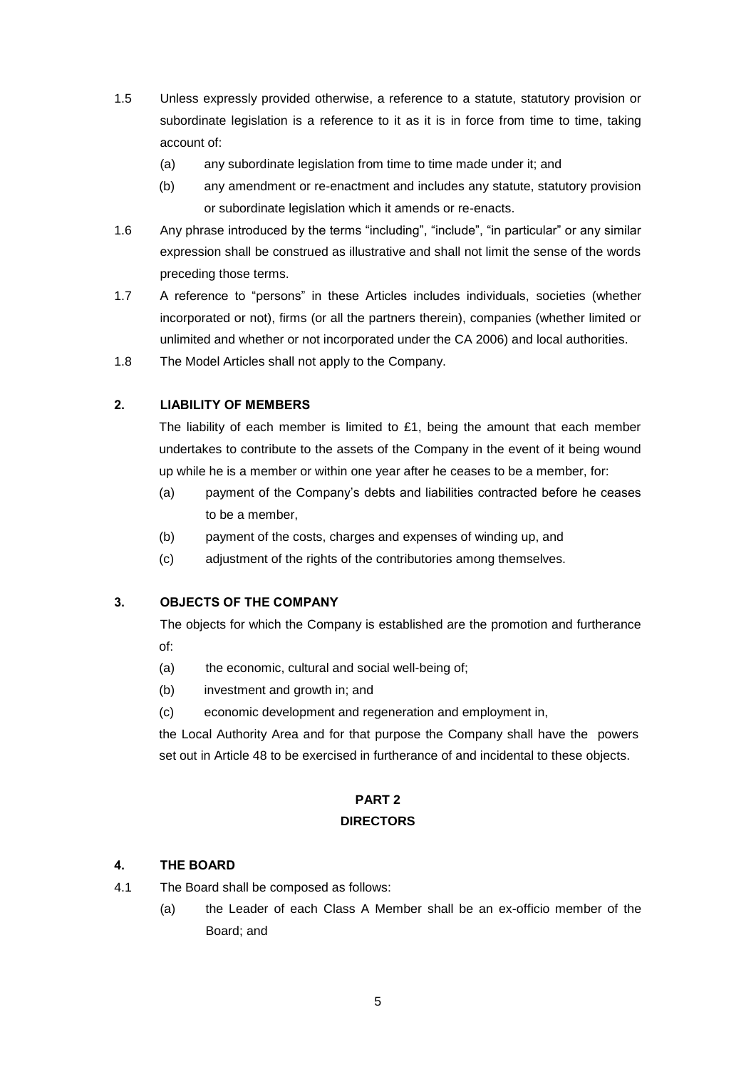1.5 Unless expressly provided otherwise, a reference to a statute, statutory provision or subordinate legislation is a reference to it as it is in force from time to time, taking account of:

   (a) any subordinate legislation from time to time made under it; and

   (b) any amendment or re-enactment and includes any statute, statutory provision or subordinate legislation which it amends or re-enacts.

1.6 Any phrase introduced by the terms "including", "include", "in particular" or any similar expression shall be construed as illustrative and shall not limit the sense of the words preceding those terms.

1.7 A reference to "persons" in these Articles includes individuals, societies (whether incorporated or not), firms (or all the partners therein), companies (whether limited or unlimited and whether or not incorporated under the CA 2006) and local authorities.

1.8 The Model Articles shall not apply to the Company.

**2. LIABILITY OF MEMBERS**

The liability of each member is limited to £1, being the amount that each member undertakes to contribute to the assets of the Company in the event of it being wound up while he is a member or within one year after he ceases to be a member, for:

(a) payment of the Company's debts and liabilities contracted before he ceases to be a member,

(b) payment of the costs, charges and expenses of winding up, and

(c) adjustment of the rights of the contributories among themselves.

**3. OBJECTS OF THE COMPANY**

The objects for which the Company is established are the promotion and furtherance of:

(a) the economic, cultural and social well-being of;

(b) investment and growth in; and

(c) economic development and regeneration and employment in,

the Local Authority Area and for that purpose the Company shall have the powers set out in Article 48 to be exercised in furtherance of and incidental to these objects.

## PART 2
## DIRECTORS

**4. THE BOARD**

4.1 The Board shall be composed as follows:

   (a) the Leader of each Class A Member shall be an ex-officio member of the Board; and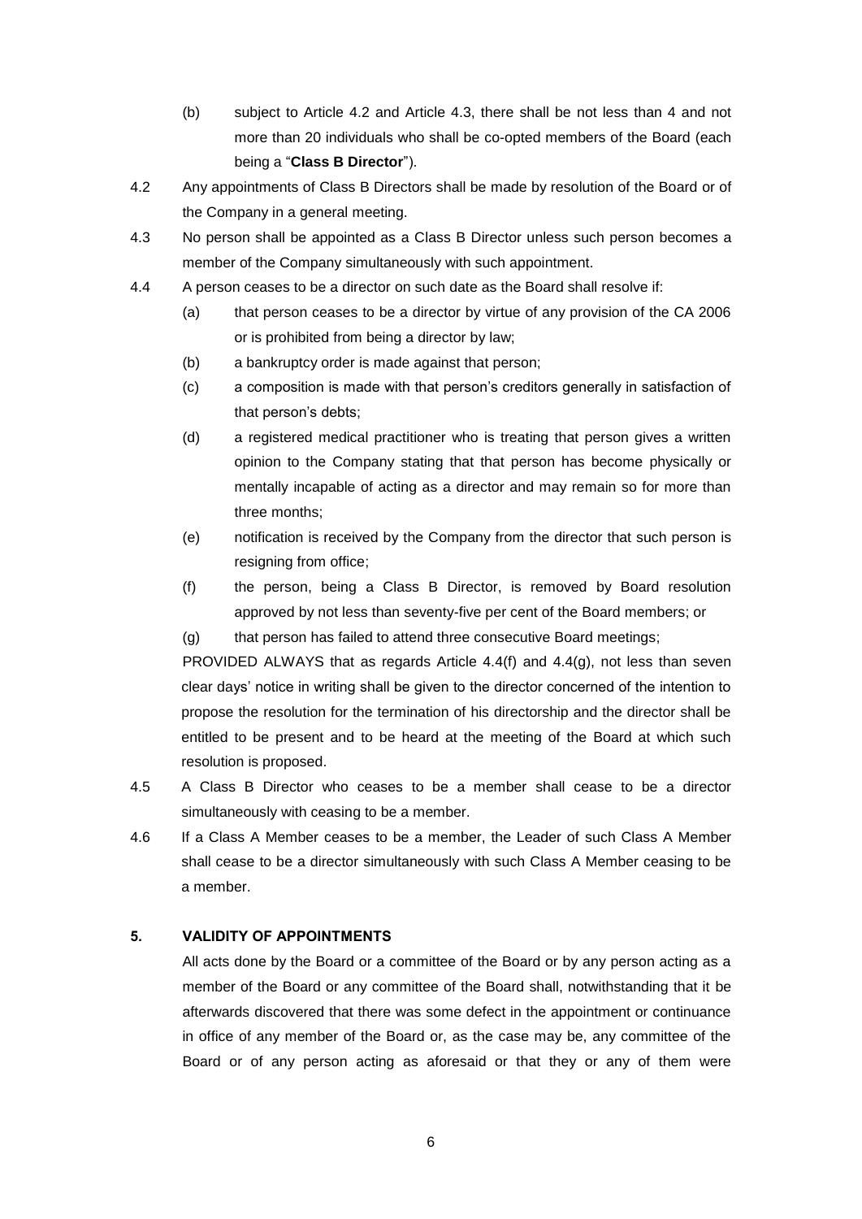(b) subject to Article 4.2 and Article 4.3, there shall be not less than 4 and not more than 20 individuals who shall be co-opted members of the Board (each being a "**Class B Director**").

4.2 Any appointments of Class B Directors shall be made by resolution of the Board or of the Company in a general meeting.

4.3 No person shall be appointed as a Class B Director unless such person becomes a member of the Company simultaneously with such appointment.

4.4 A person ceases to be a director on such date as the Board shall resolve if:

(a) that person ceases to be a director by virtue of any provision of the CA 2006 or is prohibited from being a director by law;

(b) a bankruptcy order is made against that person;

(c) a composition is made with that person's creditors generally in satisfaction of that person's debts;

(d) a registered medical practitioner who is treating that person gives a written opinion to the Company stating that that person has become physically or mentally incapable of acting as a director and may remain so for more than three months;

(e) notification is received by the Company from the director that such person is resigning from office;

(f) the person, being a Class B Director, is removed by Board resolution approved by not less than seventy-five per cent of the Board members; or

(g) that person has failed to attend three consecutive Board meetings;

PROVIDED ALWAYS that as regards Article 4.4(f) and 4.4(g), not less than seven clear days' notice in writing shall be given to the director concerned of the intention to propose the resolution for the termination of his directorship and the director shall be entitled to be present and to be heard at the meeting of the Board at which such resolution is proposed.

4.5 A Class B Director who ceases to be a member shall cease to be a director simultaneously with ceasing to be a member.

4.6 If a Class A Member ceases to be a member, the Leader of such Class A Member shall cease to be a director simultaneously with such Class A Member ceasing to be a member.

## 5. VALIDITY OF APPOINTMENTS

All acts done by the Board or a committee of the Board or by any person acting as a member of the Board or any committee of the Board shall, notwithstanding that it be afterwards discovered that there was some defect in the appointment or continuance in office of any member of the Board or, as the case may be, any committee of the Board or of any person acting as aforesaid or that they or any of them were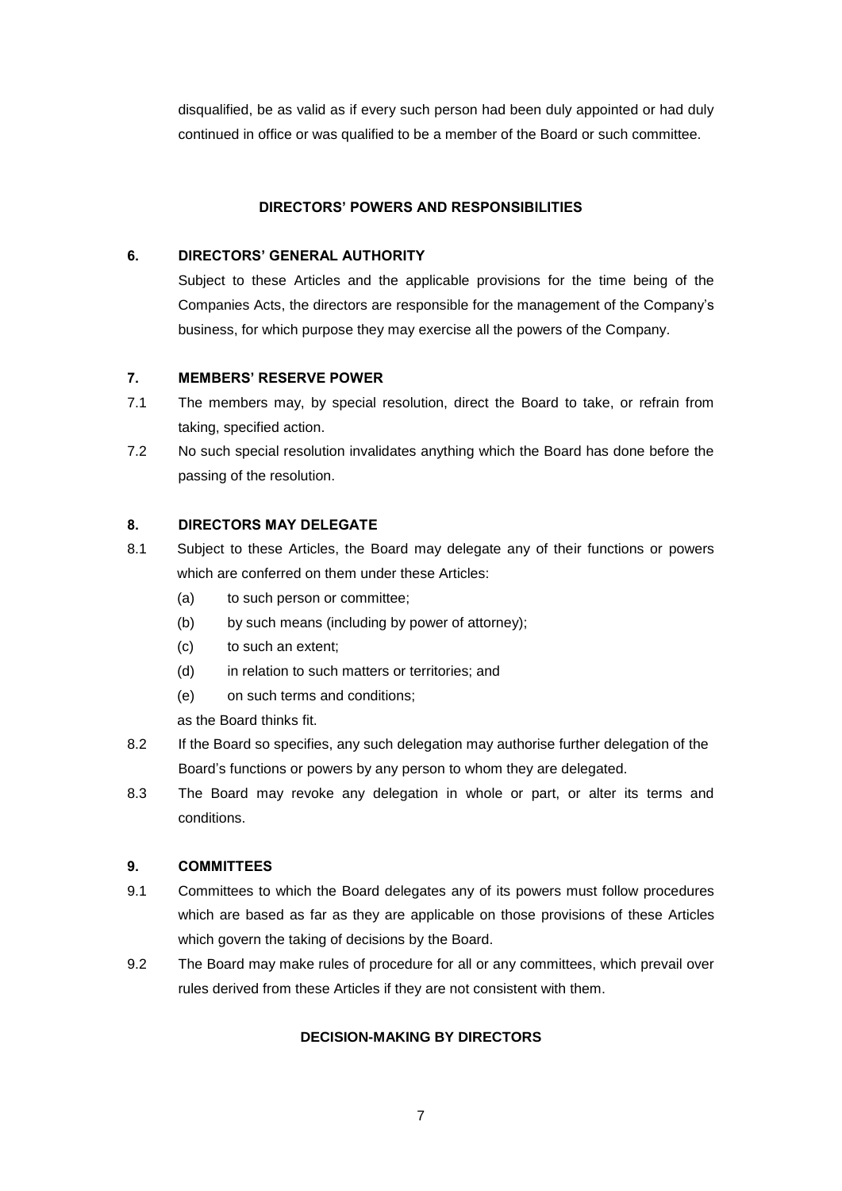disqualified, be as valid as if every such person had been duly appointed or had duly continued in office or was qualified to be a member of the Board or such committee.

## DIRECTORS' POWERS AND RESPONSIBILITIES

### 6. DIRECTORS' GENERAL AUTHORITY

Subject to these Articles and the applicable provisions for the time being of the Companies Acts, the directors are responsible for the management of the Company's business, for which purpose they may exercise all the powers of the Company.

### 7. MEMBERS' RESERVE POWER

7.1 The members may, by special resolution, direct the Board to take, or refrain from taking, specified action.

7.2 No such special resolution invalidates anything which the Board has done before the passing of the resolution.

### 8. DIRECTORS MAY DELEGATE

8.1 Subject to these Articles, the Board may delegate any of their functions or powers which are conferred on them under these Articles:

- (a) to such person or committee;
- (b) by such means (including by power of attorney);
- (c) to such an extent;
- (d) in relation to such matters or territories; and
- (e) on such terms and conditions;

as the Board thinks fit.

8.2 If the Board so specifies, any such delegation may authorise further delegation of the Board's functions or powers by any person to whom they are delegated.

8.3 The Board may revoke any delegation in whole or part, or alter its terms and conditions.

### 9. COMMITTEES

9.1 Committees to which the Board delegates any of its powers must follow procedures which are based as far as they are applicable on those provisions of these Articles which govern the taking of decisions by the Board.

9.2 The Board may make rules of procedure for all or any committees, which prevail over rules derived from these Articles if they are not consistent with them.

## DECISION-MAKING BY DIRECTORS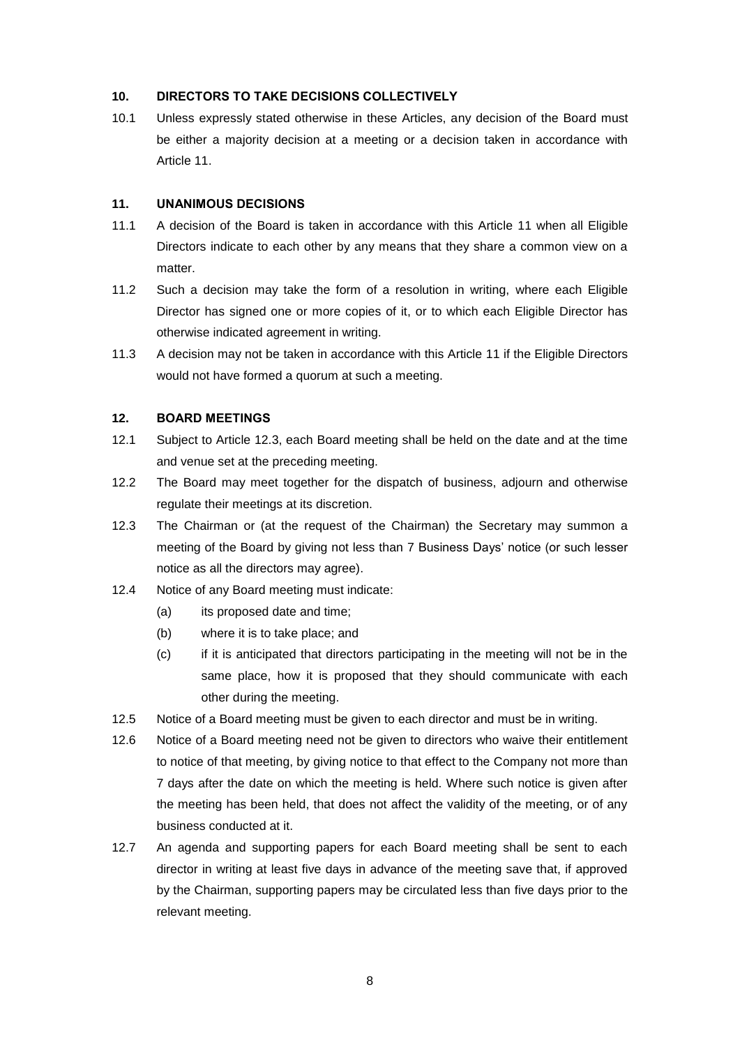## 10. DIRECTORS TO TAKE DECISIONS COLLECTIVELY

10.1 Unless expressly stated otherwise in these Articles, any decision of the Board must be either a majority decision at a meeting or a decision taken in accordance with Article 11.

## 11. UNANIMOUS DECISIONS

11.1 A decision of the Board is taken in accordance with this Article 11 when all Eligible Directors indicate to each other by any means that they share a common view on a matter.

11.2 Such a decision may take the form of a resolution in writing, where each Eligible Director has signed one or more copies of it, or to which each Eligible Director has otherwise indicated agreement in writing.

11.3 A decision may not be taken in accordance with this Article 11 if the Eligible Directors would not have formed a quorum at such a meeting.

## 12. BOARD MEETINGS

12.1 Subject to Article 12.3, each Board meeting shall be held on the date and at the time and venue set at the preceding meeting.

12.2 The Board may meet together for the dispatch of business, adjourn and otherwise regulate their meetings at its discretion.

12.3 The Chairman or (at the request of the Chairman) the Secretary may summon a meeting of the Board by giving not less than 7 Business Days' notice (or such lesser notice as all the directors may agree).

12.4 Notice of any Board meeting must indicate:

- (a) its proposed date and time;
- (b) where it is to take place; and
- (c) if it is anticipated that directors participating in the meeting will not be in the same place, how it is proposed that they should communicate with each other during the meeting.

12.5 Notice of a Board meeting must be given to each director and must be in writing.

12.6 Notice of a Board meeting need not be given to directors who waive their entitlement to notice of that meeting, by giving notice to that effect to the Company not more than 7 days after the date on which the meeting is held. Where such notice is given after the meeting has been held, that does not affect the validity of the meeting, or of any business conducted at it.

12.7 An agenda and supporting papers for each Board meeting shall be sent to each director in writing at least five days in advance of the meeting save that, if approved by the Chairman, supporting papers may be circulated less than five days prior to the relevant meeting.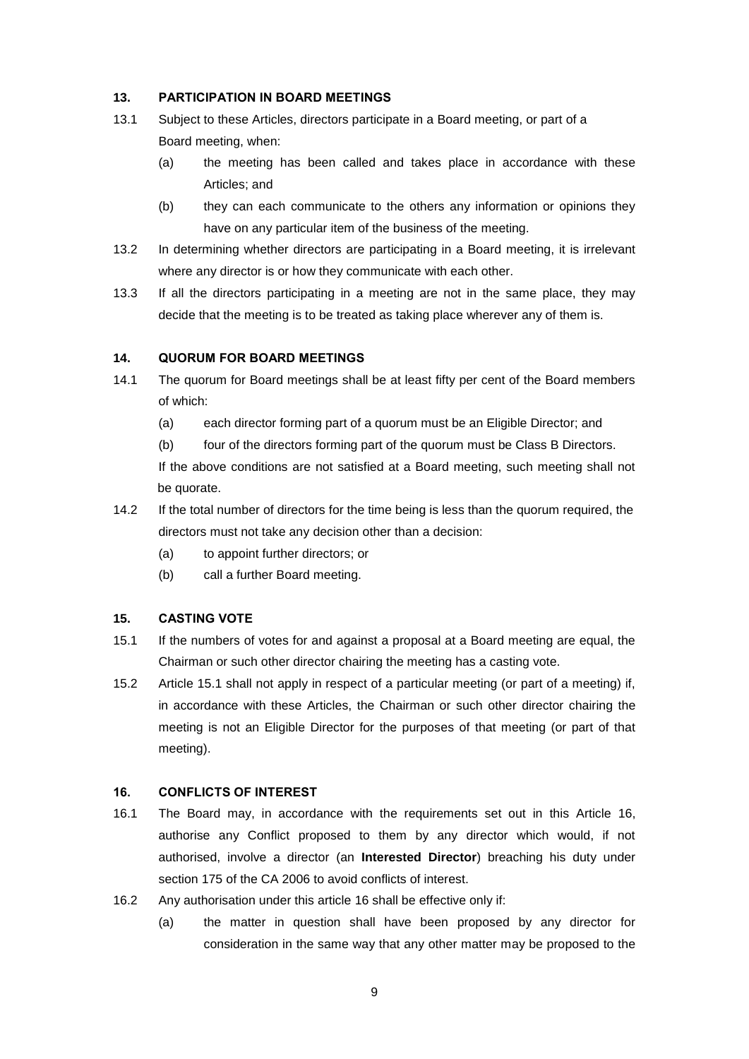## 13. PARTICIPATION IN BOARD MEETINGS

13.1 Subject to these Articles, directors participate in a Board meeting, or part of a Board meeting, when:

(a) the meeting has been called and takes place in accordance with these Articles; and

(b) they can each communicate to the others any information or opinions they have on any particular item of the business of the meeting.

13.2 In determining whether directors are participating in a Board meeting, it is irrelevant where any director is or how they communicate with each other.

13.3 If all the directors participating in a meeting are not in the same place, they may decide that the meeting is to be treated as taking place wherever any of them is.

## 14. QUORUM FOR BOARD MEETINGS

14.1 The quorum for Board meetings shall be at least fifty per cent of the Board members of which:

(a) each director forming part of a quorum must be an Eligible Director; and

(b) four of the directors forming part of the quorum must be Class B Directors.

If the above conditions are not satisfied at a Board meeting, such meeting shall not be quorate.

14.2 If the total number of directors for the time being is less than the quorum required, the directors must not take any decision other than a decision:

(a) to appoint further directors; or

(b) call a further Board meeting.

## 15. CASTING VOTE

15.1 If the numbers of votes for and against a proposal at a Board meeting are equal, the Chairman or such other director chairing the meeting has a casting vote.

15.2 Article 15.1 shall not apply in respect of a particular meeting (or part of a meeting) if, in accordance with these Articles, the Chairman or such other director chairing the meeting is not an Eligible Director for the purposes of that meeting (or part of that meeting).

## 16. CONFLICTS OF INTEREST

16.1 The Board may, in accordance with the requirements set out in this Article 16, authorise any Conflict proposed to them by any director which would, if not authorised, involve a director (an **Interested Director**) breaching his duty under section 175 of the CA 2006 to avoid conflicts of interest.

16.2 Any authorisation under this article 16 shall be effective only if:

(a) the matter in question shall have been proposed by any director for consideration in the same way that any other matter may be proposed to the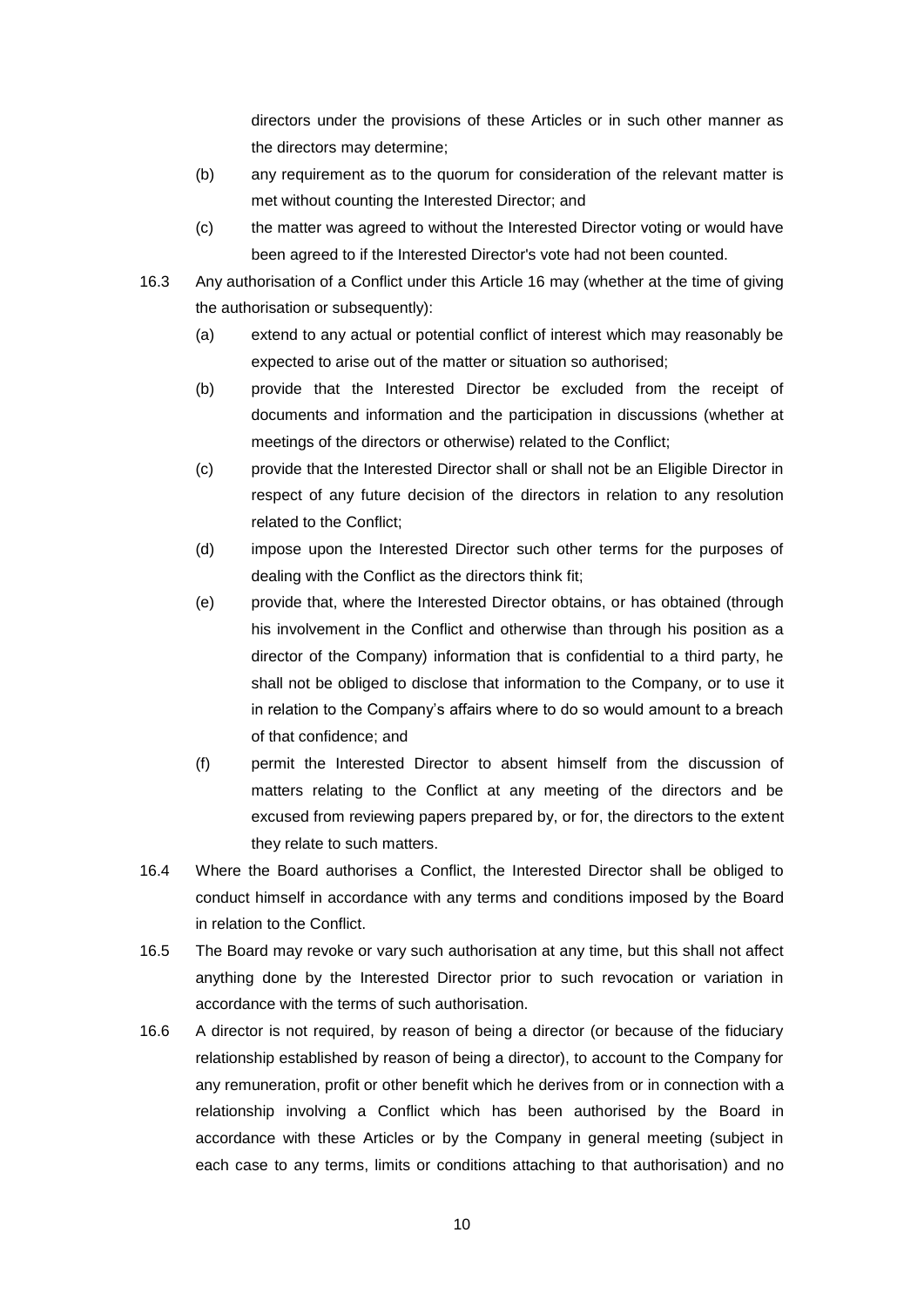directors under the provisions of these Articles or in such other manner as the directors may determine;

(b) any requirement as to the quorum for consideration of the relevant matter is met without counting the Interested Director; and

(c) the matter was agreed to without the Interested Director voting or would have been agreed to if the Interested Director's vote had not been counted.

16.3 Any authorisation of a Conflict under this Article 16 may (whether at the time of giving the authorisation or subsequently):

(a) extend to any actual or potential conflict of interest which may reasonably be expected to arise out of the matter or situation so authorised;

(b) provide that the Interested Director be excluded from the receipt of documents and information and the participation in discussions (whether at meetings of the directors or otherwise) related to the Conflict;

(c) provide that the Interested Director shall or shall not be an Eligible Director in respect of any future decision of the directors in relation to any resolution related to the Conflict;

(d) impose upon the Interested Director such other terms for the purposes of dealing with the Conflict as the directors think fit;

(e) provide that, where the Interested Director obtains, or has obtained (through his involvement in the Conflict and otherwise than through his position as a director of the Company) information that is confidential to a third party, he shall not be obliged to disclose that information to the Company, or to use it in relation to the Company's affairs where to do so would amount to a breach of that confidence; and

(f) permit the Interested Director to absent himself from the discussion of matters relating to the Conflict at any meeting of the directors and be excused from reviewing papers prepared by, or for, the directors to the extent they relate to such matters.

16.4 Where the Board authorises a Conflict, the Interested Director shall be obliged to conduct himself in accordance with any terms and conditions imposed by the Board in relation to the Conflict.

16.5 The Board may revoke or vary such authorisation at any time, but this shall not affect anything done by the Interested Director prior to such revocation or variation in accordance with the terms of such authorisation.

16.6 A director is not required, by reason of being a director (or because of the fiduciary relationship established by reason of being a director), to account to the Company for any remuneration, profit or other benefit which he derives from or in connection with a relationship involving a Conflict which has been authorised by the Board in accordance with these Articles or by the Company in general meeting (subject in each case to any terms, limits or conditions attaching to that authorisation) and no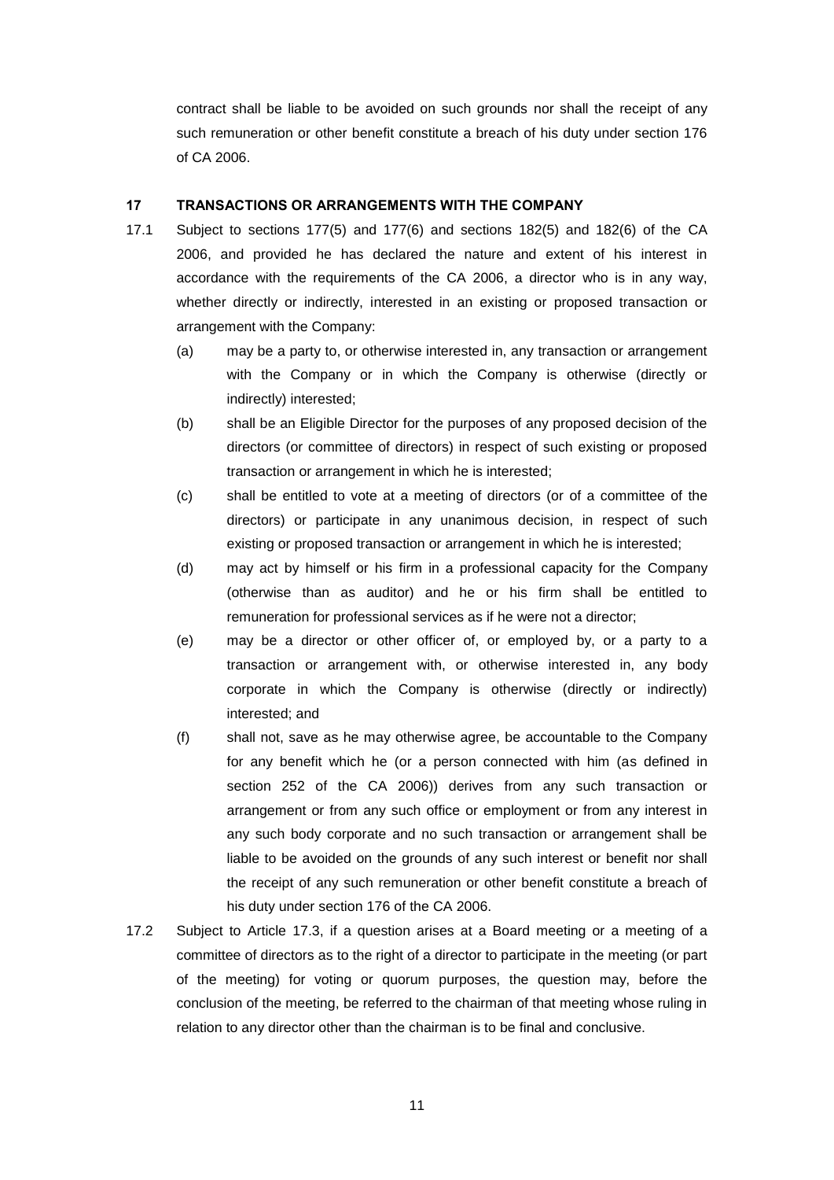contract shall be liable to be avoided on such grounds nor shall the receipt of any such remuneration or other benefit constitute a breach of his duty under section 176 of CA 2006.

## 17 TRANSACTIONS OR ARRANGEMENTS WITH THE COMPANY

17.1 Subject to sections 177(5) and 177(6) and sections 182(5) and 182(6) of the CA 2006, and provided he has declared the nature and extent of his interest in accordance with the requirements of the CA 2006, a director who is in any way, whether directly or indirectly, interested in an existing or proposed transaction or arrangement with the Company:

(a) may be a party to, or otherwise interested in, any transaction or arrangement with the Company or in which the Company is otherwise (directly or indirectly) interested;

(b) shall be an Eligible Director for the purposes of any proposed decision of the directors (or committee of directors) in respect of such existing or proposed transaction or arrangement in which he is interested;

(c) shall be entitled to vote at a meeting of directors (or of a committee of the directors) or participate in any unanimous decision, in respect of such existing or proposed transaction or arrangement in which he is interested;

(d) may act by himself or his firm in a professional capacity for the Company (otherwise than as auditor) and he or his firm shall be entitled to remuneration for professional services as if he were not a director;

(e) may be a director or other officer of, or employed by, or a party to a transaction or arrangement with, or otherwise interested in, any body corporate in which the Company is otherwise (directly or indirectly) interested; and

(f) shall not, save as he may otherwise agree, be accountable to the Company for any benefit which he (or a person connected with him (as defined in section 252 of the CA 2006)) derives from any such transaction or arrangement or from any such office or employment or from any interest in any such body corporate and no such transaction or arrangement shall be liable to be avoided on the grounds of any such interest or benefit nor shall the receipt of any such remuneration or other benefit constitute a breach of his duty under section 176 of the CA 2006.

17.2 Subject to Article 17.3, if a question arises at a Board meeting or a meeting of a committee of directors as to the right of a director to participate in the meeting (or part of the meeting) for voting or quorum purposes, the question may, before the conclusion of the meeting, be referred to the chairman of that meeting whose ruling in relation to any director other than the chairman is to be final and conclusive.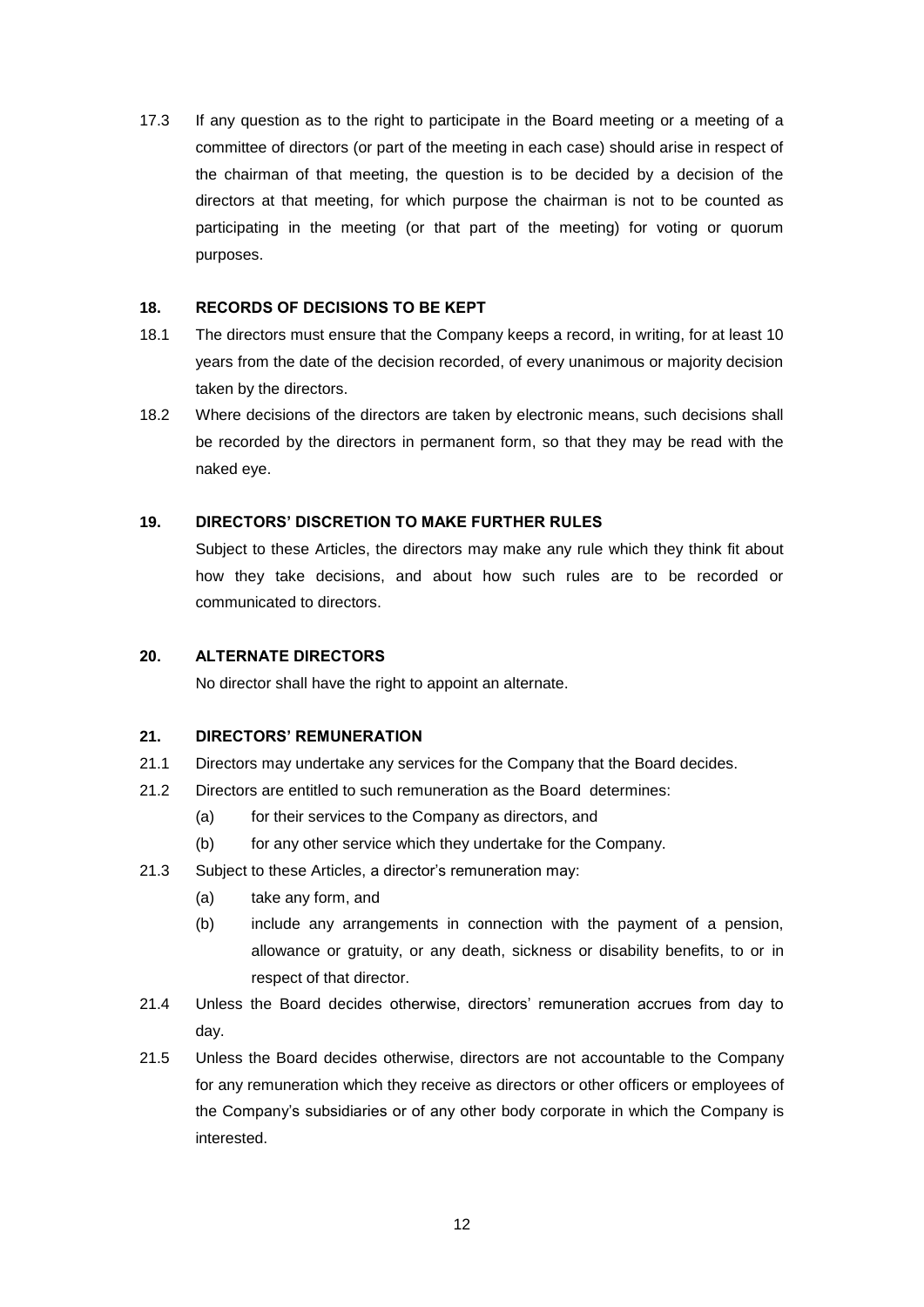17.3 If any question as to the right to participate in the Board meeting or a meeting of a committee of directors (or part of the meeting in each case) should arise in respect of the chairman of that meeting, the question is to be decided by a decision of the directors at that meeting, for which purpose the chairman is not to be counted as participating in the meeting (or that part of the meeting) for voting or quorum purposes.

## 18. RECORDS OF DECISIONS TO BE KEPT

18.1 The directors must ensure that the Company keeps a record, in writing, for at least 10 years from the date of the decision recorded, of every unanimous or majority decision taken by the directors.

18.2 Where decisions of the directors are taken by electronic means, such decisions shall be recorded by the directors in permanent form, so that they may be read with the naked eye.

## 19. DIRECTORS' DISCRETION TO MAKE FURTHER RULES

Subject to these Articles, the directors may make any rule which they think fit about how they take decisions, and about how such rules are to be recorded or communicated to directors.

## 20. ALTERNATE DIRECTORS

No director shall have the right to appoint an alternate.

## 21. DIRECTORS' REMUNERATION

21.1 Directors may undertake any services for the Company that the Board decides.

21.2 Directors are entitled to such remuneration as the Board determines:

(a) for their services to the Company as directors, and

(b) for any other service which they undertake for the Company.

21.3 Subject to these Articles, a director's remuneration may:

(a) take any form, and

(b) include any arrangements in connection with the payment of a pension, allowance or gratuity, or any death, sickness or disability benefits, to or in respect of that director.

21.4 Unless the Board decides otherwise, directors' remuneration accrues from day to day.

21.5 Unless the Board decides otherwise, directors are not accountable to the Company for any remuneration which they receive as directors or other officers or employees of the Company's subsidiaries or of any other body corporate in which the Company is interested.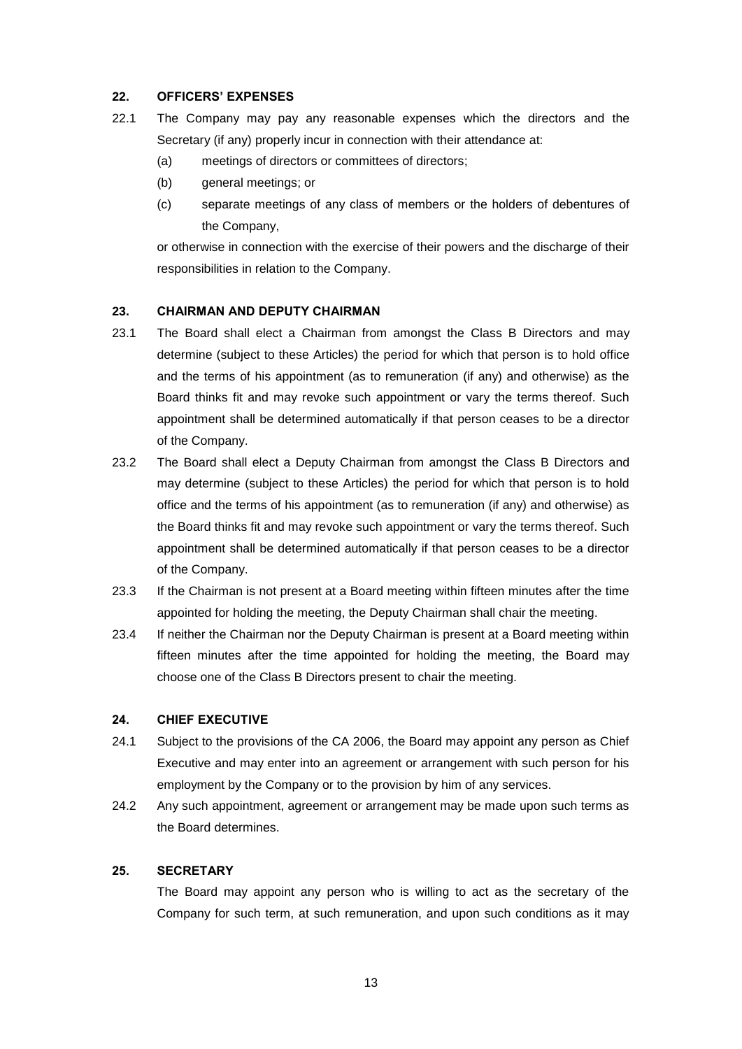## 22. OFFICERS' EXPENSES

22.1 The Company may pay any reasonable expenses which the directors and the Secretary (if any) properly incur in connection with their attendance at:

(a) meetings of directors or committees of directors;

(b) general meetings; or

(c) separate meetings of any class of members or the holders of debentures of the Company,

or otherwise in connection with the exercise of their powers and the discharge of their responsibilities in relation to the Company.

## 23. CHAIRMAN AND DEPUTY CHAIRMAN

23.1 The Board shall elect a Chairman from amongst the Class B Directors and may determine (subject to these Articles) the period for which that person is to hold office and the terms of his appointment (as to remuneration (if any) and otherwise) as the Board thinks fit and may revoke such appointment or vary the terms thereof. Such appointment shall be determined automatically if that person ceases to be a director of the Company.

23.2 The Board shall elect a Deputy Chairman from amongst the Class B Directors and may determine (subject to these Articles) the period for which that person is to hold office and the terms of his appointment (as to remuneration (if any) and otherwise) as the Board thinks fit and may revoke such appointment or vary the terms thereof. Such appointment shall be determined automatically if that person ceases to be a director of the Company.

23.3 If the Chairman is not present at a Board meeting within fifteen minutes after the time appointed for holding the meeting, the Deputy Chairman shall chair the meeting.

23.4 If neither the Chairman nor the Deputy Chairman is present at a Board meeting within fifteen minutes after the time appointed for holding the meeting, the Board may choose one of the Class B Directors present to chair the meeting.

## 24. CHIEF EXECUTIVE

24.1 Subject to the provisions of the CA 2006, the Board may appoint any person as Chief Executive and may enter into an agreement or arrangement with such person for his employment by the Company or to the provision by him of any services.

24.2 Any such appointment, agreement or arrangement may be made upon such terms as the Board determines.

## 25. SECRETARY

The Board may appoint any person who is willing to act as the secretary of the Company for such term, at such remuneration, and upon such conditions as it may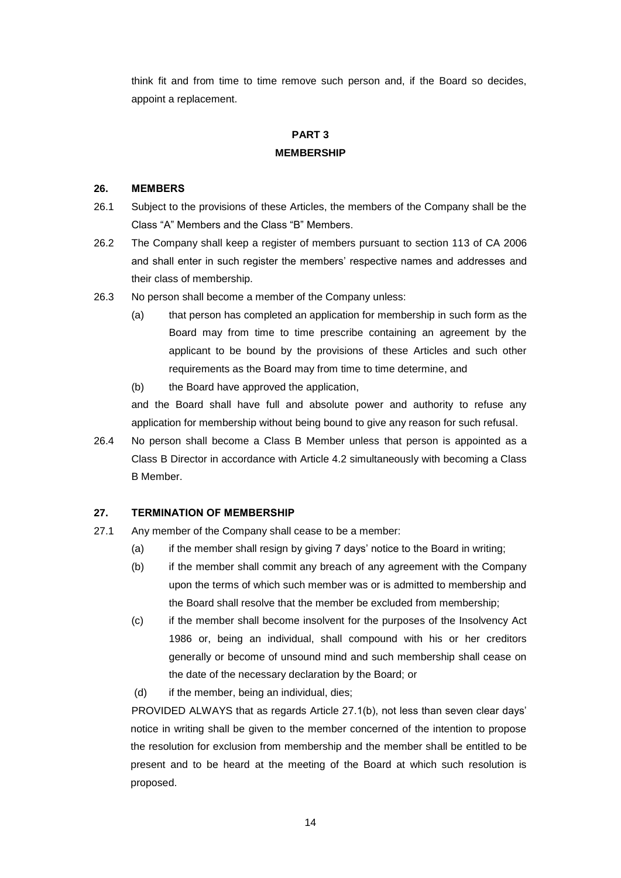think fit and from time to time remove such person and, if the Board so decides, appoint a replacement.

## PART 3
## MEMBERSHIP

### 26. MEMBERS

26.1 Subject to the provisions of these Articles, the members of the Company shall be the Class "A" Members and the Class "B" Members.

26.2 The Company shall keep a register of members pursuant to section 113 of CA 2006 and shall enter in such register the members' respective names and addresses and their class of membership.

26.3 No person shall become a member of the Company unless:

(a) that person has completed an application for membership in such form as the Board may from time to time prescribe containing an agreement by the applicant to be bound by the provisions of these Articles and such other requirements as the Board may from time to time determine, and

(b) the Board have approved the application,

and the Board shall have full and absolute power and authority to refuse any application for membership without being bound to give any reason for such refusal.

26.4 No person shall become a Class B Member unless that person is appointed as a Class B Director in accordance with Article 4.2 simultaneously with becoming a Class B Member.

### 27. TERMINATION OF MEMBERSHIP

27.1 Any member of the Company shall cease to be a member:

(a) if the member shall resign by giving 7 days' notice to the Board in writing;

(b) if the member shall commit any breach of any agreement with the Company upon the terms of which such member was or is admitted to membership and the Board shall resolve that the member be excluded from membership;

(c) if the member shall become insolvent for the purposes of the Insolvency Act 1986 or, being an individual, shall compound with his or her creditors generally or become of unsound mind and such membership shall cease on the date of the necessary declaration by the Board; or

(d) if the member, being an individual, dies;

PROVIDED ALWAYS that as regards Article 27.1(b), not less than seven clear days' notice in writing shall be given to the member concerned of the intention to propose the resolution for exclusion from membership and the member shall be entitled to be present and to be heard at the meeting of the Board at which such resolution is proposed.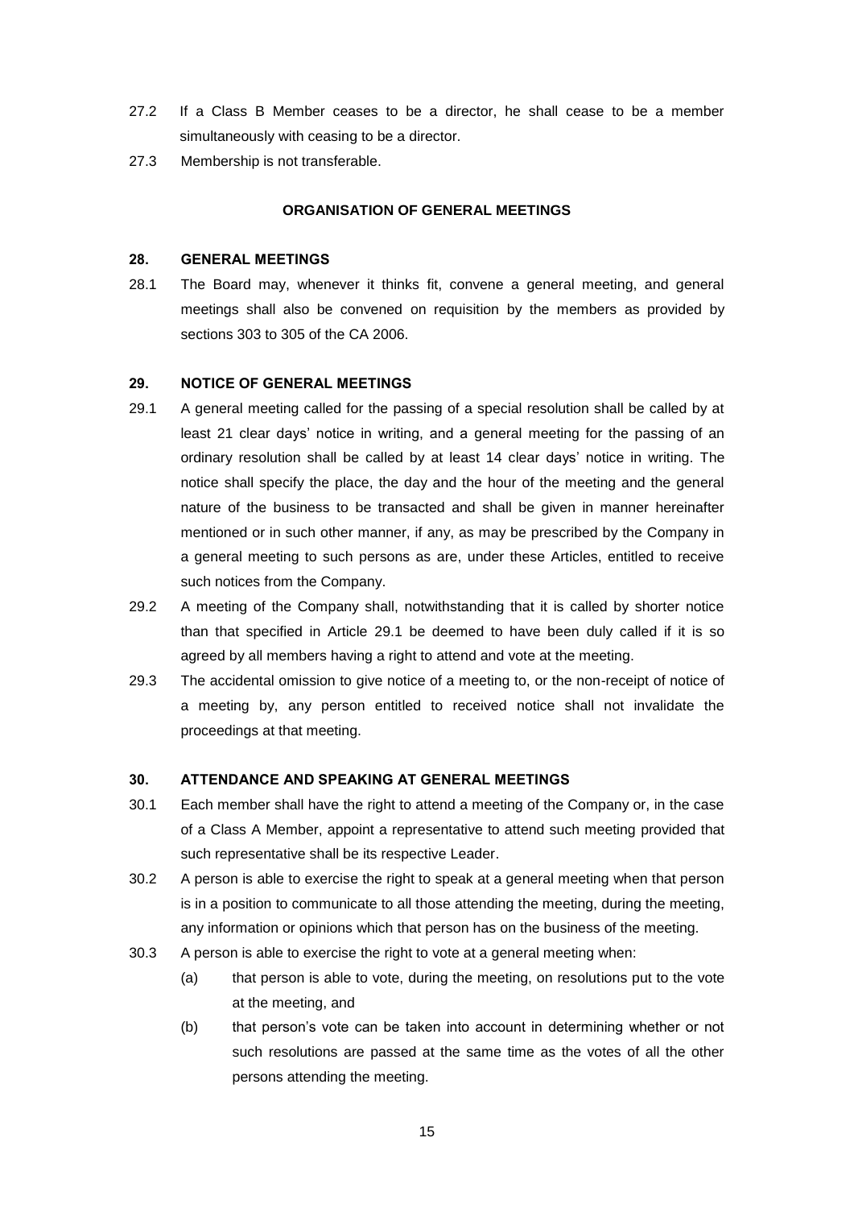27.2 If a Class B Member ceases to be a director, he shall cease to be a member simultaneously with ceasing to be a director.

27.3 Membership is not transferable.

## ORGANISATION OF GENERAL MEETINGS

### 28. GENERAL MEETINGS

28.1 The Board may, whenever it thinks fit, convene a general meeting, and general meetings shall also be convened on requisition by the members as provided by sections 303 to 305 of the CA 2006.

### 29. NOTICE OF GENERAL MEETINGS

29.1 A general meeting called for the passing of a special resolution shall be called by at least 21 clear days' notice in writing, and a general meeting for the passing of an ordinary resolution shall be called by at least 14 clear days' notice in writing. The notice shall specify the place, the day and the hour of the meeting and the general nature of the business to be transacted and shall be given in manner hereinafter mentioned or in such other manner, if any, as may be prescribed by the Company in a general meeting to such persons as are, under these Articles, entitled to receive such notices from the Company.

29.2 A meeting of the Company shall, notwithstanding that it is called by shorter notice than that specified in Article 29.1 be deemed to have been duly called if it is so agreed by all members having a right to attend and vote at the meeting.

29.3 The accidental omission to give notice of a meeting to, or the non-receipt of notice of a meeting by, any person entitled to received notice shall not invalidate the proceedings at that meeting.

### 30. ATTENDANCE AND SPEAKING AT GENERAL MEETINGS

30.1 Each member shall have the right to attend a meeting of the Company or, in the case of a Class A Member, appoint a representative to attend such meeting provided that such representative shall be its respective Leader.

30.2 A person is able to exercise the right to speak at a general meeting when that person is in a position to communicate to all those attending the meeting, during the meeting, any information or opinions which that person has on the business of the meeting.

30.3 A person is able to exercise the right to vote at a general meeting when:

(a) that person is able to vote, during the meeting, on resolutions put to the vote at the meeting, and

(b) that person's vote can be taken into account in determining whether or not such resolutions are passed at the same time as the votes of all the other persons attending the meeting.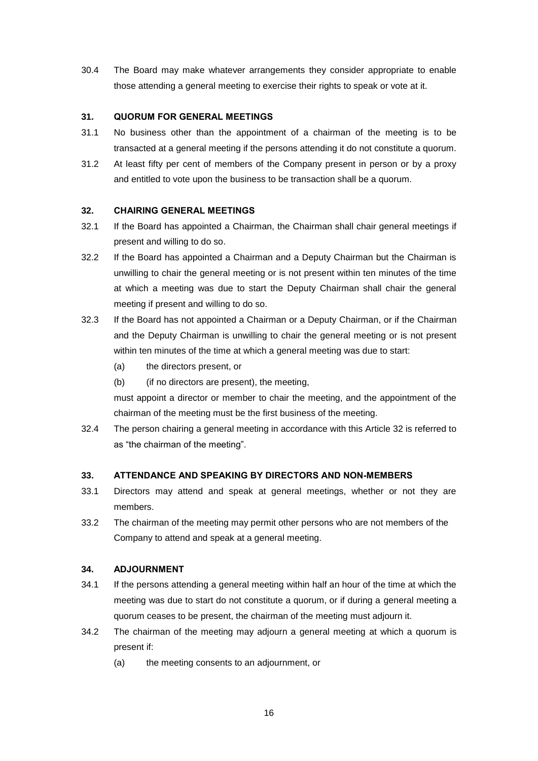30.4 The Board may make whatever arrangements they consider appropriate to enable those attending a general meeting to exercise their rights to speak or vote at it.

### 31. QUORUM FOR GENERAL MEETINGS

31.1 No business other than the appointment of a chairman of the meeting is to be transacted at a general meeting if the persons attending it do not constitute a quorum.

31.2 At least fifty per cent of members of the Company present in person or by a proxy and entitled to vote upon the business to be transaction shall be a quorum.

### 32. CHAIRING GENERAL MEETINGS

32.1 If the Board has appointed a Chairman, the Chairman shall chair general meetings if present and willing to do so.

32.2 If the Board has appointed a Chairman and a Deputy Chairman but the Chairman is unwilling to chair the general meeting or is not present within ten minutes of the time at which a meeting was due to start the Deputy Chairman shall chair the general meeting if present and willing to do so.

32.3 If the Board has not appointed a Chairman or a Deputy Chairman, or if the Chairman and the Deputy Chairman is unwilling to chair the general meeting or is not present within ten minutes of the time at which a general meeting was due to start:

(a) the directors present, or

(b) (if no directors are present), the meeting,

must appoint a director or member to chair the meeting, and the appointment of the chairman of the meeting must be the first business of the meeting.

32.4 The person chairing a general meeting in accordance with this Article 32 is referred to as "the chairman of the meeting".

### 33. ATTENDANCE AND SPEAKING BY DIRECTORS AND NON-MEMBERS

33.1 Directors may attend and speak at general meetings, whether or not they are members.

33.2 The chairman of the meeting may permit other persons who are not members of the Company to attend and speak at a general meeting.

### 34. ADJOURNMENT

34.1 If the persons attending a general meeting within half an hour of the time at which the meeting was due to start do not constitute a quorum, or if during a general meeting a quorum ceases to be present, the chairman of the meeting must adjourn it.

34.2 The chairman of the meeting may adjourn a general meeting at which a quorum is present if:

(a) the meeting consents to an adjournment, or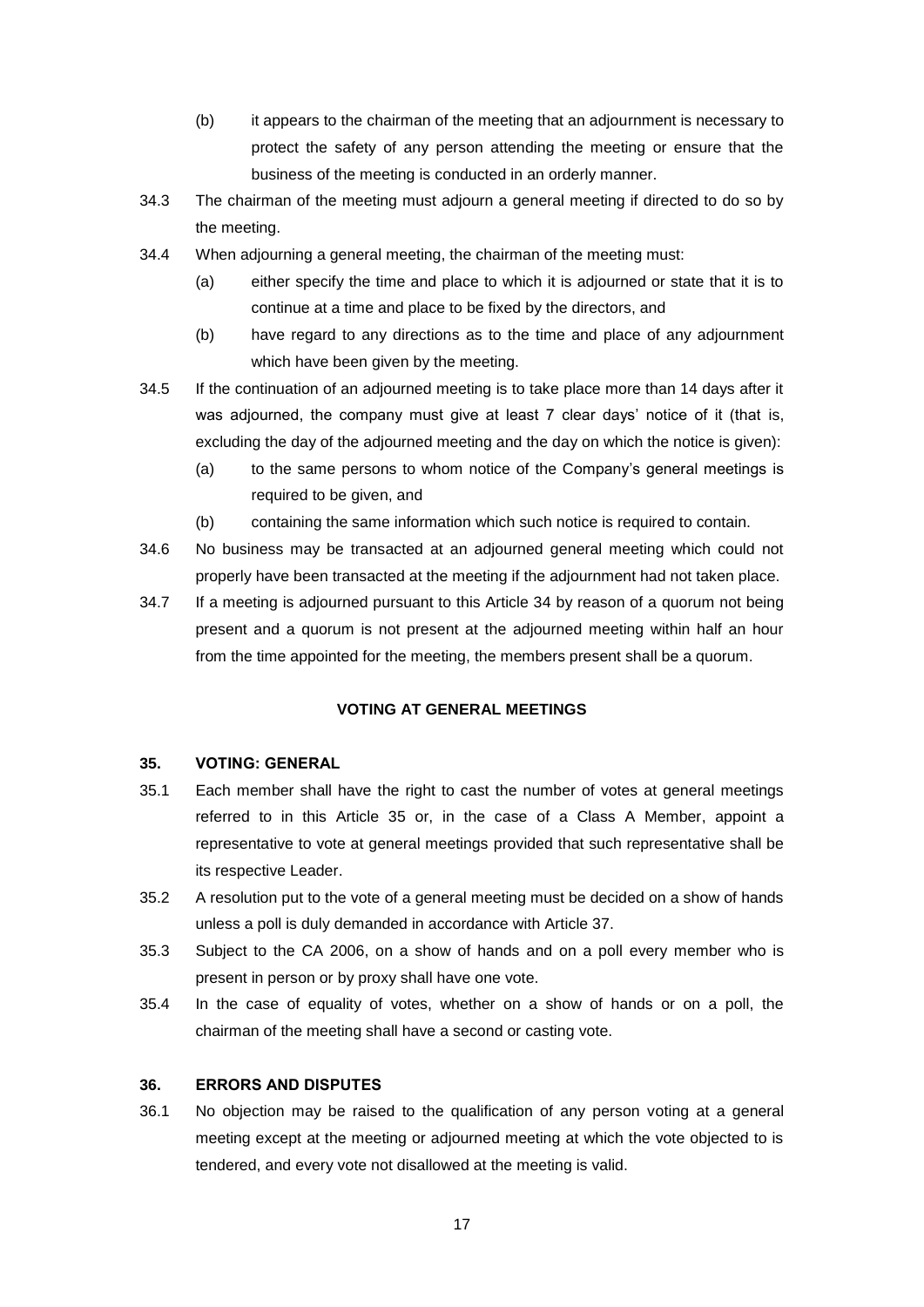(b) it appears to the chairman of the meeting that an adjournment is necessary to protect the safety of any person attending the meeting or ensure that the business of the meeting is conducted in an orderly manner.

34.3 The chairman of the meeting must adjourn a general meeting if directed to do so by the meeting.

34.4 When adjourning a general meeting, the chairman of the meeting must:

(a) either specify the time and place to which it is adjourned or state that it is to continue at a time and place to be fixed by the directors, and

(b) have regard to any directions as to the time and place of any adjournment which have been given by the meeting.

34.5 If the continuation of an adjourned meeting is to take place more than 14 days after it was adjourned, the company must give at least 7 clear days' notice of it (that is, excluding the day of the adjourned meeting and the day on which the notice is given):

(a) to the same persons to whom notice of the Company's general meetings is required to be given, and

(b) containing the same information which such notice is required to contain.

34.6 No business may be transacted at an adjourned general meeting which could not properly have been transacted at the meeting if the adjournment had not taken place.

34.7 If a meeting is adjourned pursuant to this Article 34 by reason of a quorum not being present and a quorum is not present at the adjourned meeting within half an hour from the time appointed for the meeting, the members present shall be a quorum.

## VOTING AT GENERAL MEETINGS

### 35. VOTING: GENERAL

35.1 Each member shall have the right to cast the number of votes at general meetings referred to in this Article 35 or, in the case of a Class A Member, appoint a representative to vote at general meetings provided that such representative shall be its respective Leader.

35.2 A resolution put to the vote of a general meeting must be decided on a show of hands unless a poll is duly demanded in accordance with Article 37.

35.3 Subject to the CA 2006, on a show of hands and on a poll every member who is present in person or by proxy shall have one vote.

35.4 In the case of equality of votes, whether on a show of hands or on a poll, the chairman of the meeting shall have a second or casting vote.

### 36. ERRORS AND DISPUTES

36.1 No objection may be raised to the qualification of any person voting at a general meeting except at the meeting or adjourned meeting at which the vote objected to is tendered, and every vote not disallowed at the meeting is valid.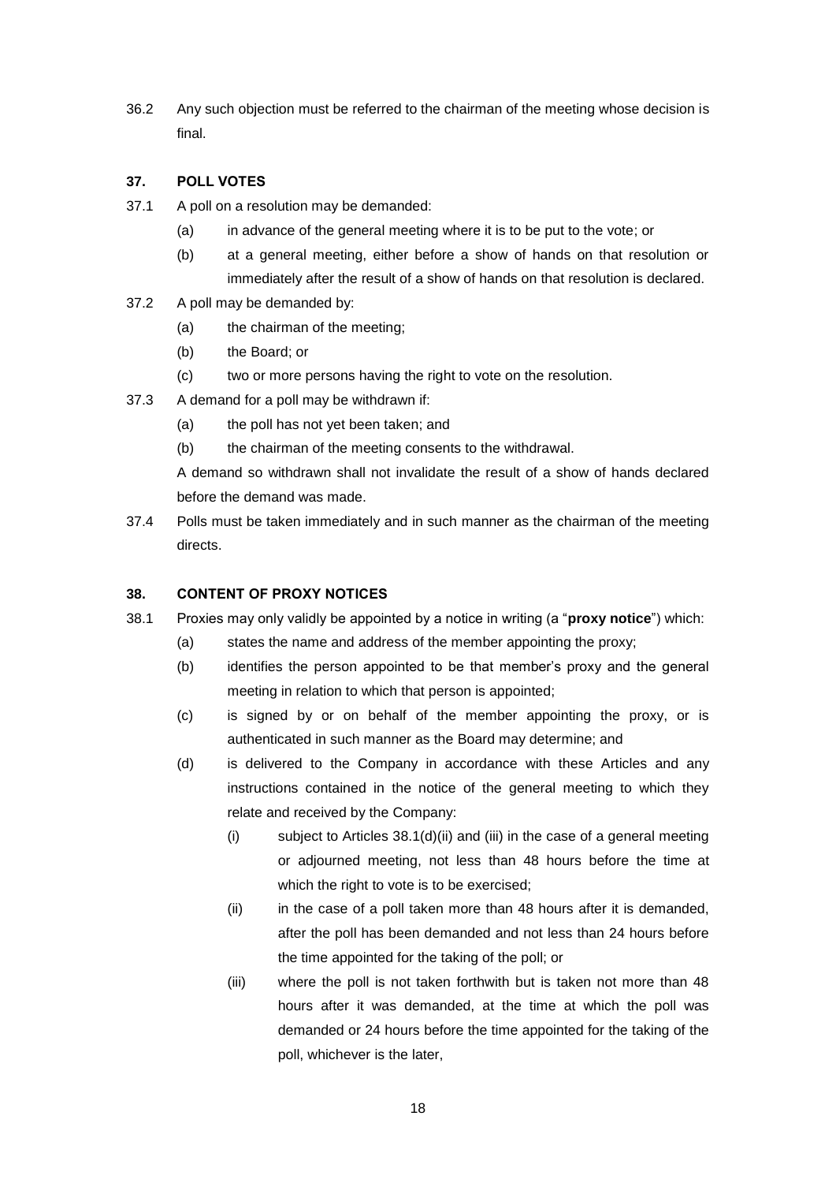36.2 Any such objection must be referred to the chairman of the meeting whose decision is final.

### 37. POLL VOTES

37.1 A poll on a resolution may be demanded:

- (a) in advance of the general meeting where it is to be put to the vote; or
- (b) at a general meeting, either before a show of hands on that resolution or immediately after the result of a show of hands on that resolution is declared.

37.2 A poll may be demanded by:

- (a) the chairman of the meeting;
- (b) the Board; or
- (c) two or more persons having the right to vote on the resolution.

37.3 A demand for a poll may be withdrawn if:

- (a) the poll has not yet been taken; and
- (b) the chairman of the meeting consents to the withdrawal.

A demand so withdrawn shall not invalidate the result of a show of hands declared before the demand was made.

37.4 Polls must be taken immediately and in such manner as the chairman of the meeting directs.

### 38. CONTENT OF PROXY NOTICES

38.1 Proxies may only validly be appointed by a notice in writing (a "**proxy notice**") which:

- (a) states the name and address of the member appointing the proxy;
- (b) identifies the person appointed to be that member's proxy and the general meeting in relation to which that person is appointed;
- (c) is signed by or on behalf of the member appointing the proxy, or is authenticated in such manner as the Board may determine; and
- (d) is delivered to the Company in accordance with these Articles and any instructions contained in the notice of the general meeting to which they relate and received by the Company:
  - (i) subject to Articles 38.1(d)(ii) and (iii) in the case of a general meeting or adjourned meeting, not less than 48 hours before the time at which the right to vote is to be exercised;
  - (ii) in the case of a poll taken more than 48 hours after it is demanded, after the poll has been demanded and not less than 24 hours before the time appointed for the taking of the poll; or
  - (iii) where the poll is not taken forthwith but is taken not more than 48 hours after it was demanded, at the time at which the poll was demanded or 24 hours before the time appointed for the taking of the poll, whichever is the later,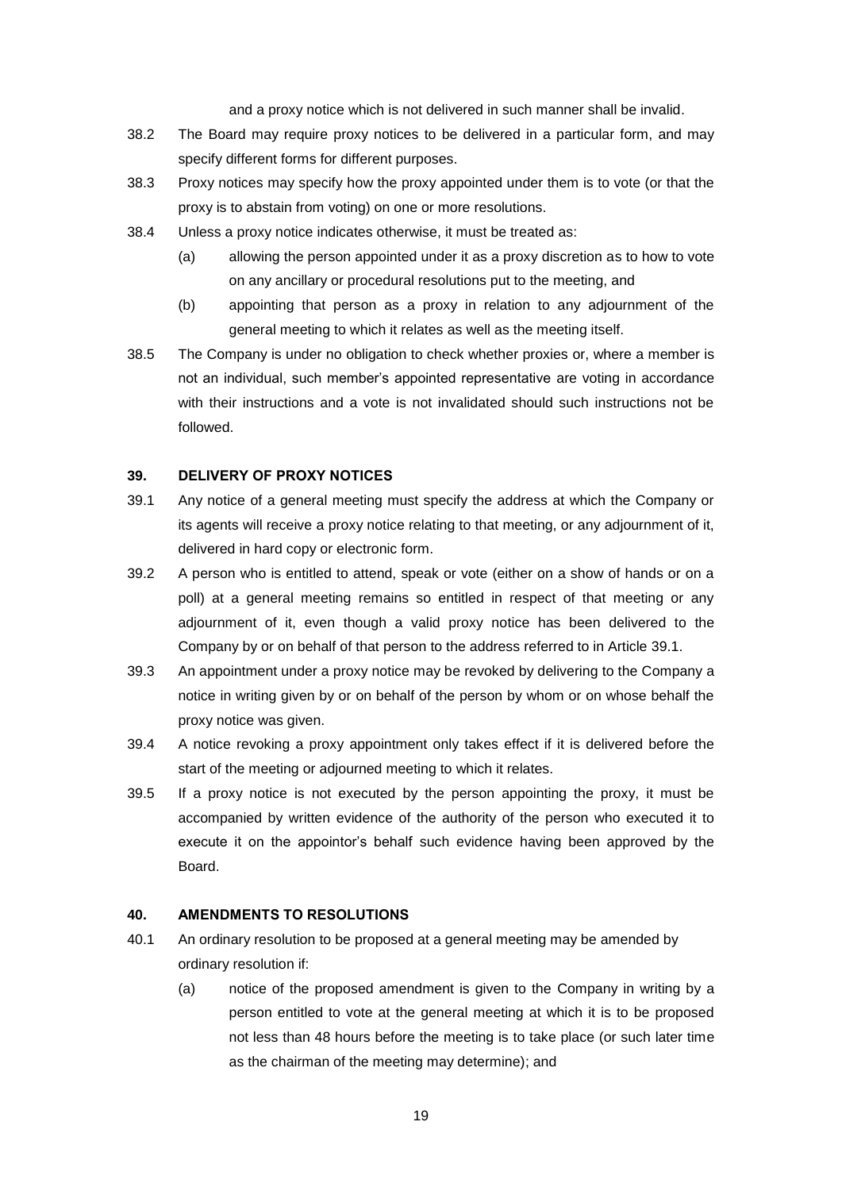and a proxy notice which is not delivered in such manner shall be invalid.

38.2 The Board may require proxy notices to be delivered in a particular form, and may specify different forms for different purposes.

38.3 Proxy notices may specify how the proxy appointed under them is to vote (or that the proxy is to abstain from voting) on one or more resolutions.

38.4 Unless a proxy notice indicates otherwise, it must be treated as:

(a) allowing the person appointed under it as a proxy discretion as to how to vote on any ancillary or procedural resolutions put to the meeting, and

(b) appointing that person as a proxy in relation to any adjournment of the general meeting to which it relates as well as the meeting itself.

38.5 The Company is under no obligation to check whether proxies or, where a member is not an individual, such member's appointed representative are voting in accordance with their instructions and a vote is not invalidated should such instructions not be followed.

**39. DELIVERY OF PROXY NOTICES**

39.1 Any notice of a general meeting must specify the address at which the Company or its agents will receive a proxy notice relating to that meeting, or any adjournment of it, delivered in hard copy or electronic form.

39.2 A person who is entitled to attend, speak or vote (either on a show of hands or on a poll) at a general meeting remains so entitled in respect of that meeting or any adjournment of it, even though a valid proxy notice has been delivered to the Company by or on behalf of that person to the address referred to in Article 39.1.

39.3 An appointment under a proxy notice may be revoked by delivering to the Company a notice in writing given by or on behalf of the person by whom or on whose behalf the proxy notice was given.

39.4 A notice revoking a proxy appointment only takes effect if it is delivered before the start of the meeting or adjourned meeting to which it relates.

39.5 If a proxy notice is not executed by the person appointing the proxy, it must be accompanied by written evidence of the authority of the person who executed it to execute it on the appointor's behalf such evidence having been approved by the Board.

**40. AMENDMENTS TO RESOLUTIONS**

40.1 An ordinary resolution to be proposed at a general meeting may be amended by ordinary resolution if:

(a) notice of the proposed amendment is given to the Company in writing by a person entitled to vote at the general meeting at which it is to be proposed not less than 48 hours before the meeting is to take place (or such later time as the chairman of the meeting may determine); and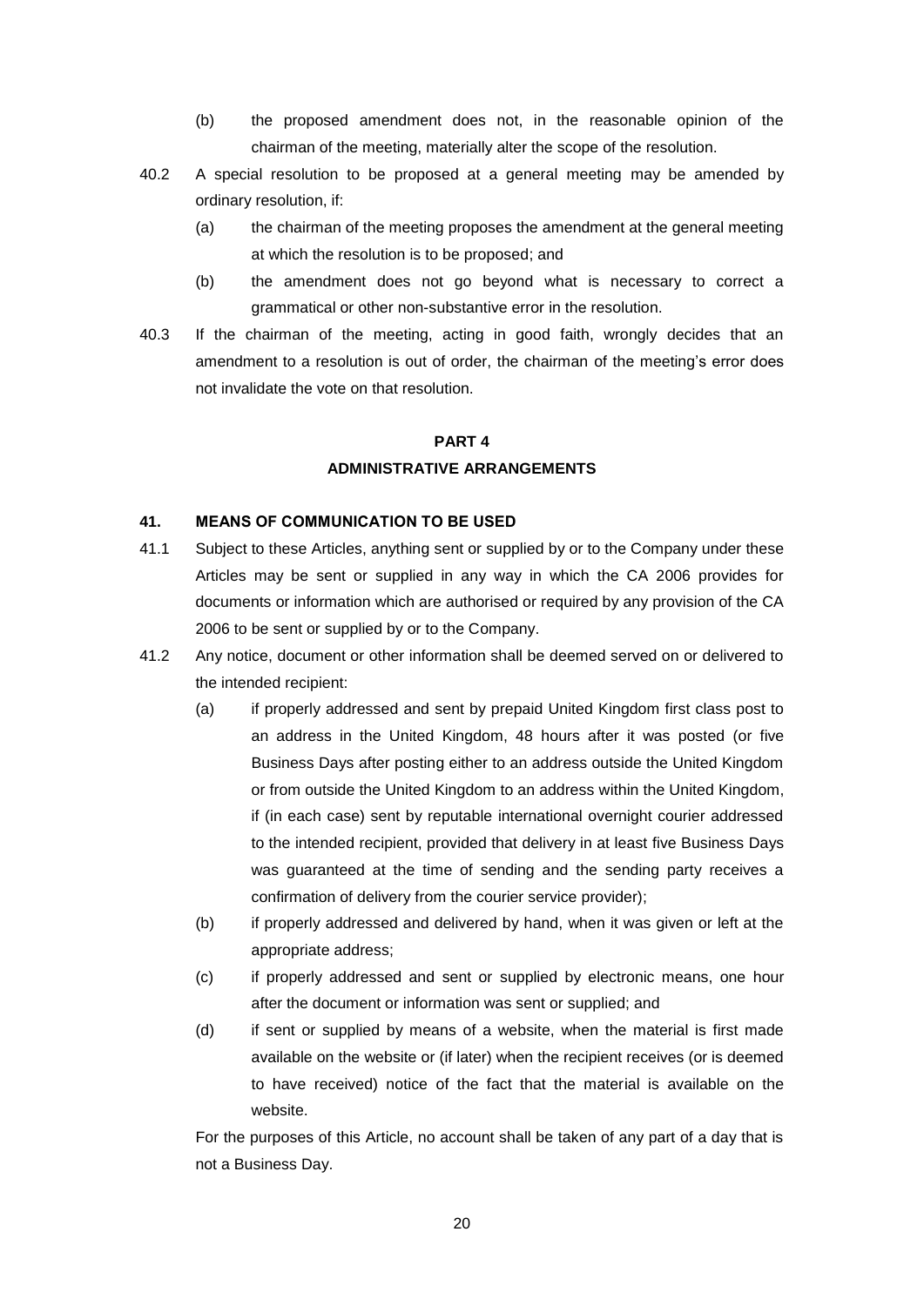(b) the proposed amendment does not, in the reasonable opinion of the chairman of the meeting, materially alter the scope of the resolution.

40.2 A special resolution to be proposed at a general meeting may be amended by ordinary resolution, if:

(a) the chairman of the meeting proposes the amendment at the general meeting at which the resolution is to be proposed; and

(b) the amendment does not go beyond what is necessary to correct a grammatical or other non-substantive error in the resolution.

40.3 If the chairman of the meeting, acting in good faith, wrongly decides that an amendment to a resolution is out of order, the chairman of the meeting's error does not invalidate the vote on that resolution.

## PART 4
## ADMINISTRATIVE ARRANGEMENTS

### 41. MEANS OF COMMUNICATION TO BE USED

41.1 Subject to these Articles, anything sent or supplied by or to the Company under these Articles may be sent or supplied in any way in which the CA 2006 provides for documents or information which are authorised or required by any provision of the CA 2006 to be sent or supplied by or to the Company.

41.2 Any notice, document or other information shall be deemed served on or delivered to the intended recipient:

(a) if properly addressed and sent by prepaid United Kingdom first class post to an address in the United Kingdom, 48 hours after it was posted (or five Business Days after posting either to an address outside the United Kingdom or from outside the United Kingdom to an address within the United Kingdom, if (in each case) sent by reputable international overnight courier addressed to the intended recipient, provided that delivery in at least five Business Days was guaranteed at the time of sending and the sending party receives a confirmation of delivery from the courier service provider);

(b) if properly addressed and delivered by hand, when it was given or left at the appropriate address;

(c) if properly addressed and sent or supplied by electronic means, one hour after the document or information was sent or supplied; and

(d) if sent or supplied by means of a website, when the material is first made available on the website or (if later) when the recipient receives (or is deemed to have received) notice of the fact that the material is available on the website.

For the purposes of this Article, no account shall be taken of any part of a day that is not a Business Day.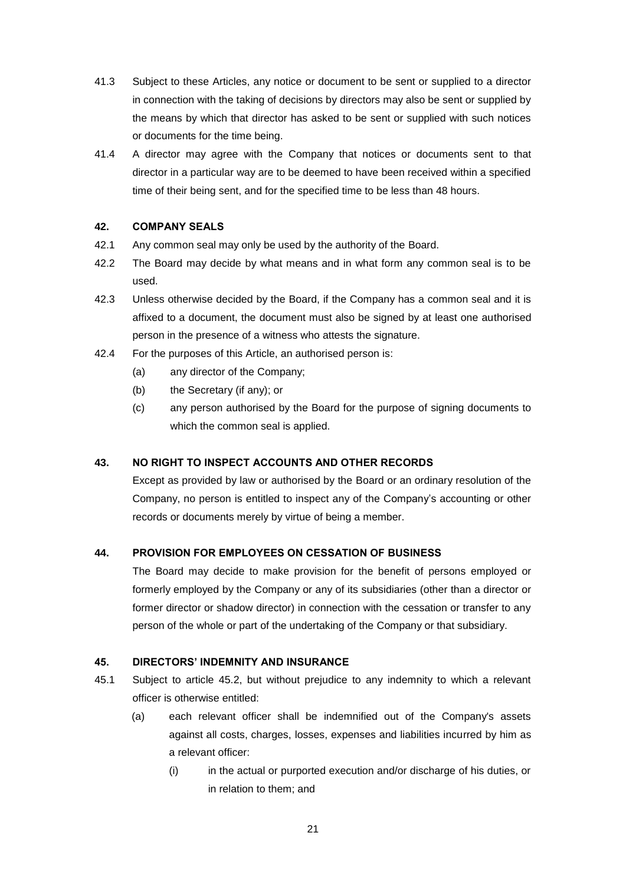41.3 Subject to these Articles, any notice or document to be sent or supplied to a director in connection with the taking of decisions by directors may also be sent or supplied by the means by which that director has asked to be sent or supplied with such notices or documents for the time being.

41.4 A director may agree with the Company that notices or documents sent to that director in a particular way are to be deemed to have been received within a specified time of their being sent, and for the specified time to be less than 48 hours.

### 42. COMPANY SEALS

42.1 Any common seal may only be used by the authority of the Board.

42.2 The Board may decide by what means and in what form any common seal is to be used.

42.3 Unless otherwise decided by the Board, if the Company has a common seal and it is affixed to a document, the document must also be signed by at least one authorised person in the presence of a witness who attests the signature.

42.4 For the purposes of this Article, an authorised person is:

(a) any director of the Company;

(b) the Secretary (if any); or

(c) any person authorised by the Board for the purpose of signing documents to which the common seal is applied.

### 43. NO RIGHT TO INSPECT ACCOUNTS AND OTHER RECORDS

Except as provided by law or authorised by the Board or an ordinary resolution of the Company, no person is entitled to inspect any of the Company's accounting or other records or documents merely by virtue of being a member.

### 44. PROVISION FOR EMPLOYEES ON CESSATION OF BUSINESS

The Board may decide to make provision for the benefit of persons employed or formerly employed by the Company or any of its subsidiaries (other than a director or former director or shadow director) in connection with the cessation or transfer to any person of the whole or part of the undertaking of the Company or that subsidiary.

### 45. DIRECTORS' INDEMNITY AND INSURANCE

45.1 Subject to article 45.2, but without prejudice to any indemnity to which a relevant officer is otherwise entitled:

(a) each relevant officer shall be indemnified out of the Company's assets against all costs, charges, losses, expenses and liabilities incurred by him as a relevant officer:

(i) in the actual or purported execution and/or discharge of his duties, or in relation to them; and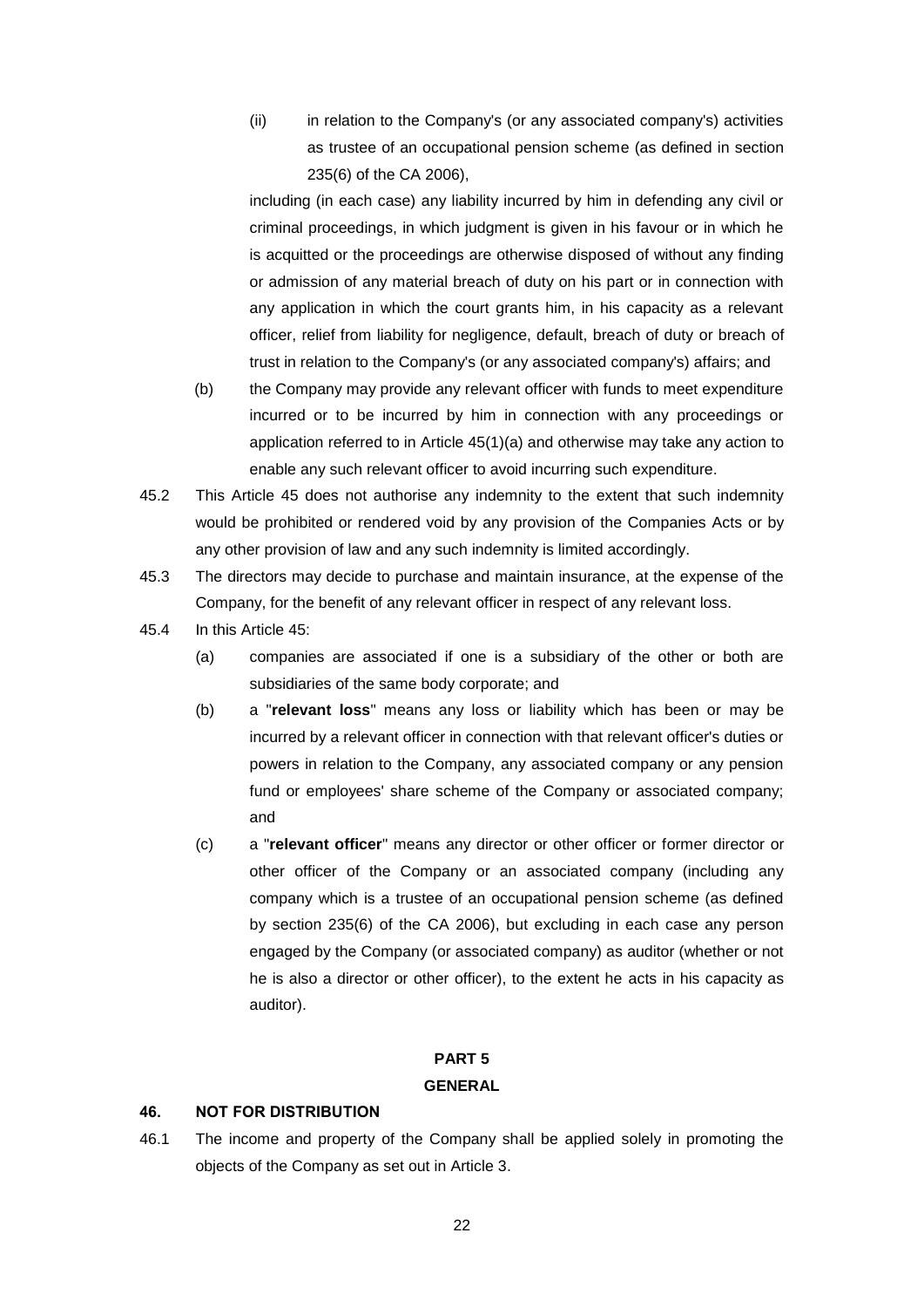(ii) in relation to the Company's (or any associated company's) activities as trustee of an occupational pension scheme (as defined in section 235(6) of the CA 2006),

including (in each case) any liability incurred by him in defending any civil or criminal proceedings, in which judgment is given in his favour or in which he is acquitted or the proceedings are otherwise disposed of without any finding or admission of any material breach of duty on his part or in connection with any application in which the court grants him, in his capacity as a relevant officer, relief from liability for negligence, default, breach of duty or breach of trust in relation to the Company's (or any associated company's) affairs; and

(b) the Company may provide any relevant officer with funds to meet expenditure incurred or to be incurred by him in connection with any proceedings or application referred to in Article 45(1)(a) and otherwise may take any action to enable any such relevant officer to avoid incurring such expenditure.

45.2 This Article 45 does not authorise any indemnity to the extent that such indemnity would be prohibited or rendered void by any provision of the Companies Acts or by any other provision of law and any such indemnity is limited accordingly.

45.3 The directors may decide to purchase and maintain insurance, at the expense of the Company, for the benefit of any relevant officer in respect of any relevant loss.

45.4 In this Article 45:

(a) companies are associated if one is a subsidiary of the other or both are subsidiaries of the same body corporate; and

(b) a "**relevant loss**" means any loss or liability which has been or may be incurred by a relevant officer in connection with that relevant officer's duties or powers in relation to the Company, any associated company or any pension fund or employees' share scheme of the Company or associated company; and

(c) a "**relevant officer**" means any director or other officer or former director or other officer of the Company or an associated company (including any company which is a trustee of an occupational pension scheme (as defined by section 235(6) of the CA 2006), but excluding in each case any person engaged by the Company (or associated company) as auditor (whether or not he is also a director or other officer), to the extent he acts in his capacity as auditor).

## PART 5

## GENERAL

### 46. NOT FOR DISTRIBUTION

46.1 The income and property of the Company shall be applied solely in promoting the objects of the Company as set out in Article 3.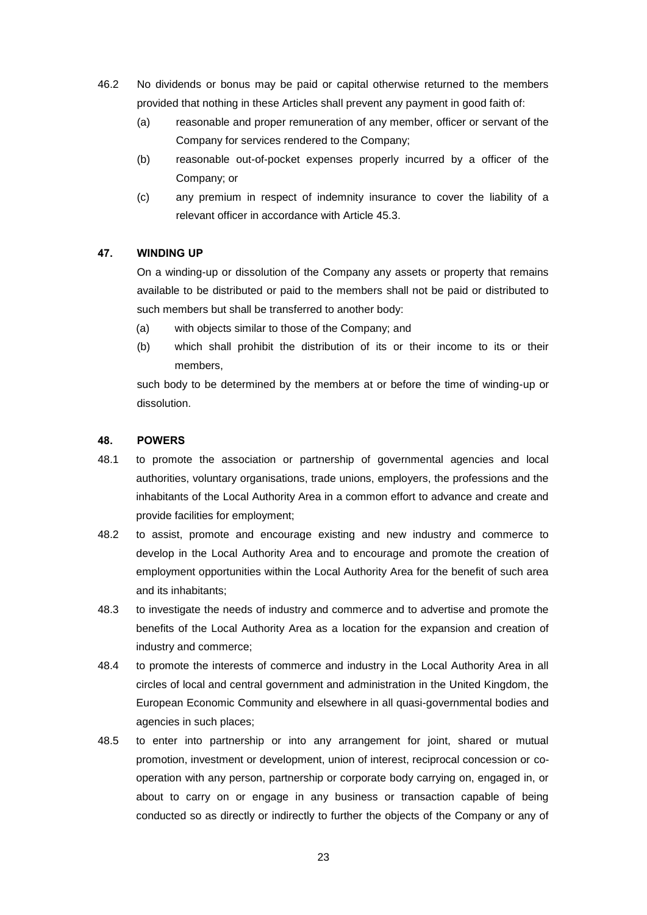46.2 No dividends or bonus may be paid or capital otherwise returned to the members provided that nothing in these Articles shall prevent any payment in good faith of:

(a) reasonable and proper remuneration of any member, officer or servant of the Company for services rendered to the Company;

(b) reasonable out-of-pocket expenses properly incurred by a officer of the Company; or

(c) any premium in respect of indemnity insurance to cover the liability of a relevant officer in accordance with Article 45.3.

**47. WINDING UP**

On a winding-up or dissolution of the Company any assets or property that remains available to be distributed or paid to the members shall not be paid or distributed to such members but shall be transferred to another body:

(a) with objects similar to those of the Company; and

(b) which shall prohibit the distribution of its or their income to its or their members,

such body to be determined by the members at or before the time of winding-up or dissolution.

**48. POWERS**

48.1 to promote the association or partnership of governmental agencies and local authorities, voluntary organisations, trade unions, employers, the professions and the inhabitants of the Local Authority Area in a common effort to advance and create and provide facilities for employment;

48.2 to assist, promote and encourage existing and new industry and commerce to develop in the Local Authority Area and to encourage and promote the creation of employment opportunities within the Local Authority Area for the benefit of such area and its inhabitants;

48.3 to investigate the needs of industry and commerce and to advertise and promote the benefits of the Local Authority Area as a location for the expansion and creation of industry and commerce;

48.4 to promote the interests of commerce and industry in the Local Authority Area in all circles of local and central government and administration in the United Kingdom, the European Economic Community and elsewhere in all quasi-governmental bodies and agencies in such places;

48.5 to enter into partnership or into any arrangement for joint, shared or mutual promotion, investment or development, union of interest, reciprocal concession or co-operation with any person, partnership or corporate body carrying on, engaged in, or about to carry on or engage in any business or transaction capable of being conducted so as directly or indirectly to further the objects of the Company or any of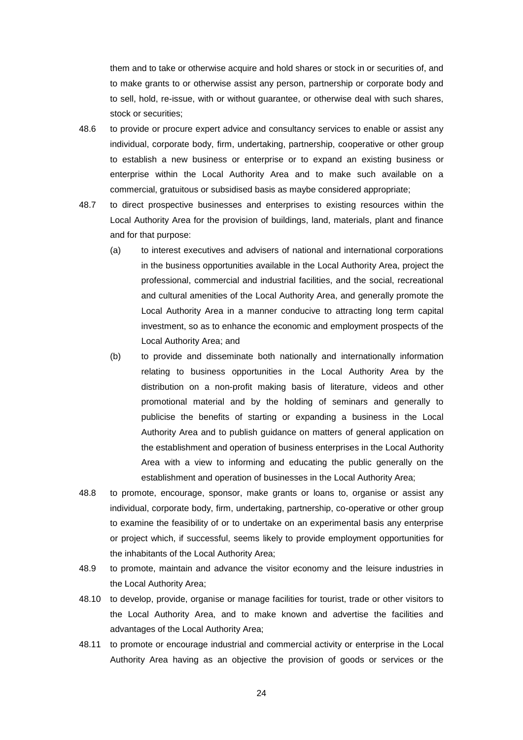them and to take or otherwise acquire and hold shares or stock in or securities of, and to make grants to or otherwise assist any person, partnership or corporate body and to sell, hold, re-issue, with or without guarantee, or otherwise deal with such shares, stock or securities;

48.6 to provide or procure expert advice and consultancy services to enable or assist any individual, corporate body, firm, undertaking, partnership, cooperative or other group to establish a new business or enterprise or to expand an existing business or enterprise within the Local Authority Area and to make such available on a commercial, gratuitous or subsidised basis as maybe considered appropriate;

48.7 to direct prospective businesses and enterprises to existing resources within the Local Authority Area for the provision of buildings, land, materials, plant and finance and for that purpose:

(a) to interest executives and advisers of national and international corporations in the business opportunities available in the Local Authority Area, project the professional, commercial and industrial facilities, and the social, recreational and cultural amenities of the Local Authority Area, and generally promote the Local Authority Area in a manner conducive to attracting long term capital investment, so as to enhance the economic and employment prospects of the Local Authority Area; and

(b) to provide and disseminate both nationally and internationally information relating to business opportunities in the Local Authority Area by the distribution on a non-profit making basis of literature, videos and other promotional material and by the holding of seminars and generally to publicise the benefits of starting or expanding a business in the Local Authority Area and to publish guidance on matters of general application on the establishment and operation of business enterprises in the Local Authority Area with a view to informing and educating the public generally on the establishment and operation of businesses in the Local Authority Area;

48.8 to promote, encourage, sponsor, make grants or loans to, organise or assist any individual, corporate body, firm, undertaking, partnership, co-operative or other group to examine the feasibility of or to undertake on an experimental basis any enterprise or project which, if successful, seems likely to provide employment opportunities for the inhabitants of the Local Authority Area;

48.9 to promote, maintain and advance the visitor economy and the leisure industries in the Local Authority Area;

48.10 to develop, provide, organise or manage facilities for tourist, trade or other visitors to the Local Authority Area, and to make known and advertise the facilities and advantages of the Local Authority Area;

48.11 to promote or encourage industrial and commercial activity or enterprise in the Local Authority Area having as an objective the provision of goods or services or the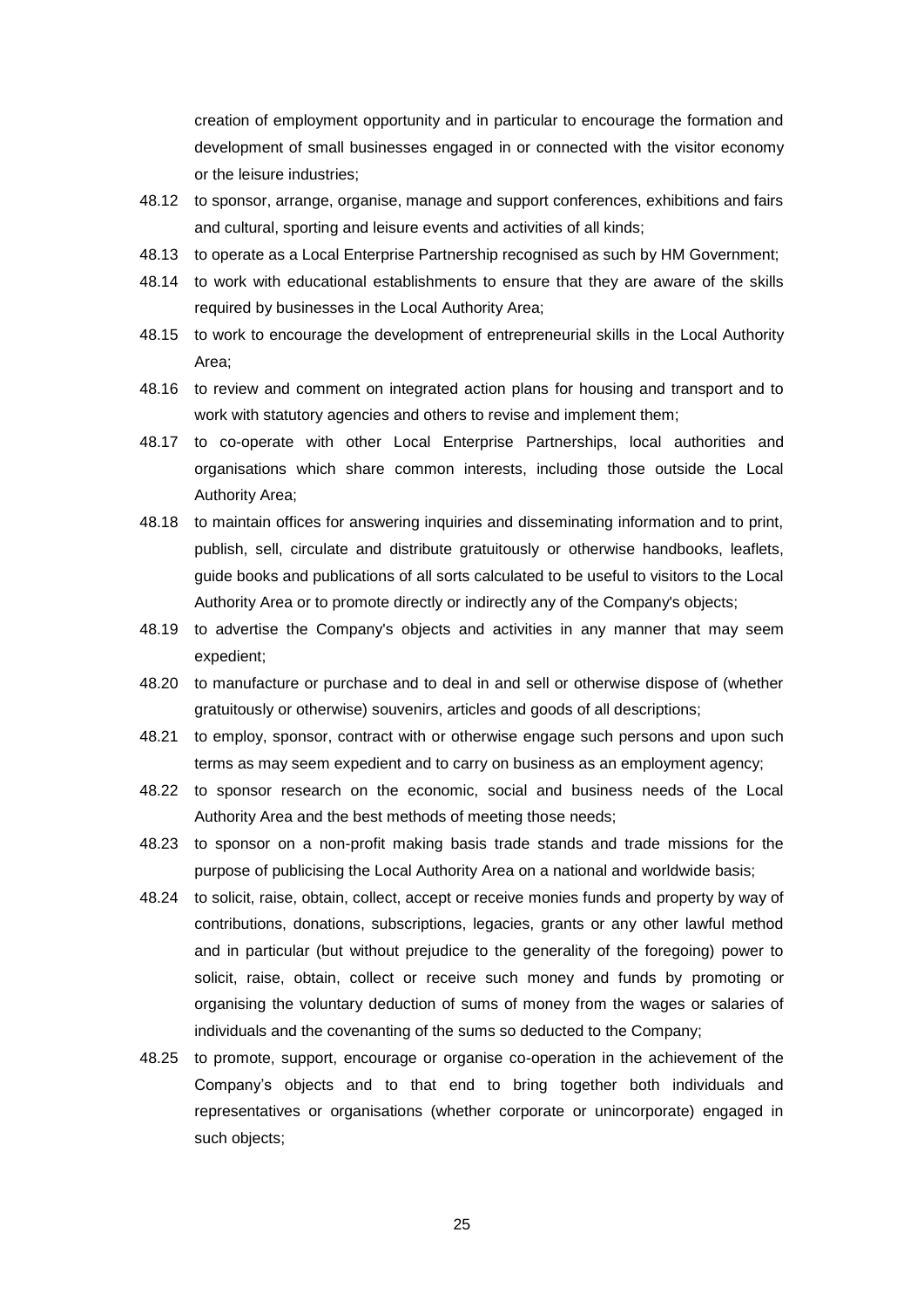creation of employment opportunity and in particular to encourage the formation and development of small businesses engaged in or connected with the visitor economy or the leisure industries;

48.12 to sponsor, arrange, organise, manage and support conferences, exhibitions and fairs and cultural, sporting and leisure events and activities of all kinds;

48.13 to operate as a Local Enterprise Partnership recognised as such by HM Government;

48.14 to work with educational establishments to ensure that they are aware of the skills required by businesses in the Local Authority Area;

48.15 to work to encourage the development of entrepreneurial skills in the Local Authority Area;

48.16 to review and comment on integrated action plans for housing and transport and to work with statutory agencies and others to revise and implement them;

48.17 to co-operate with other Local Enterprise Partnerships, local authorities and organisations which share common interests, including those outside the Local Authority Area;

48.18 to maintain offices for answering inquiries and disseminating information and to print, publish, sell, circulate and distribute gratuitously or otherwise handbooks, leaflets, guide books and publications of all sorts calculated to be useful to visitors to the Local Authority Area or to promote directly or indirectly any of the Company's objects;

48.19 to advertise the Company's objects and activities in any manner that may seem expedient;

48.20 to manufacture or purchase and to deal in and sell or otherwise dispose of (whether gratuitously or otherwise) souvenirs, articles and goods of all descriptions;

48.21 to employ, sponsor, contract with or otherwise engage such persons and upon such terms as may seem expedient and to carry on business as an employment agency;

48.22 to sponsor research on the economic, social and business needs of the Local Authority Area and the best methods of meeting those needs;

48.23 to sponsor on a non-profit making basis trade stands and trade missions for the purpose of publicising the Local Authority Area on a national and worldwide basis;

48.24 to solicit, raise, obtain, collect, accept or receive monies funds and property by way of contributions, donations, subscriptions, legacies, grants or any other lawful method and in particular (but without prejudice to the generality of the foregoing) power to solicit, raise, obtain, collect or receive such money and funds by promoting or organising the voluntary deduction of sums of money from the wages or salaries of individuals and the covenanting of the sums so deducted to the Company;

48.25 to promote, support, encourage or organise co-operation in the achievement of the Company's objects and to that end to bring together both individuals and representatives or organisations (whether corporate or unincorporate) engaged in such objects;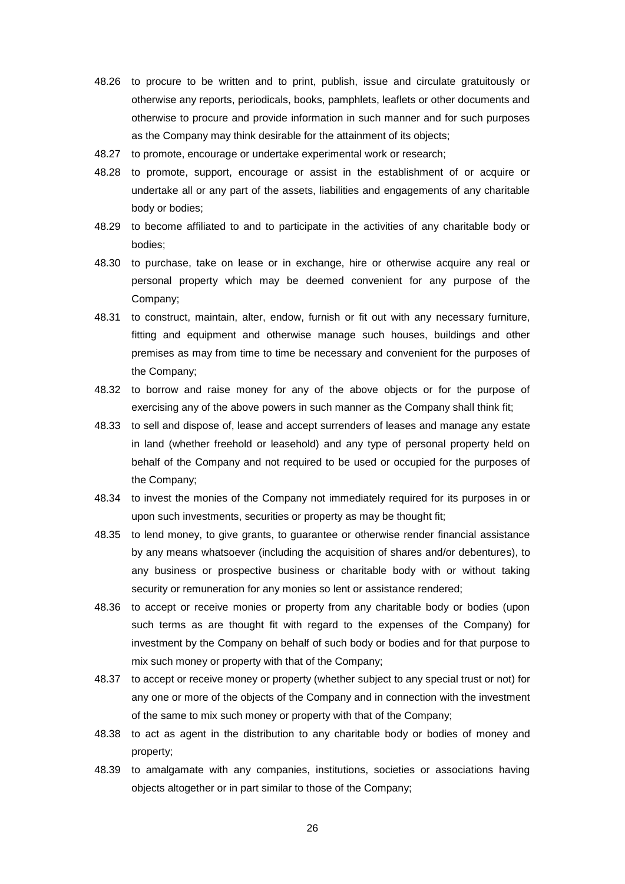48.26 to procure to be written and to print, publish, issue and circulate gratuitously or otherwise any reports, periodicals, books, pamphlets, leaflets or other documents and otherwise to procure and provide information in such manner and for such purposes as the Company may think desirable for the attainment of its objects;

48.27 to promote, encourage or undertake experimental work or research;

48.28 to promote, support, encourage or assist in the establishment of or acquire or undertake all or any part of the assets, liabilities and engagements of any charitable body or bodies;

48.29 to become affiliated to and to participate in the activities of any charitable body or bodies;

48.30 to purchase, take on lease or in exchange, hire or otherwise acquire any real or personal property which may be deemed convenient for any purpose of the Company;

48.31 to construct, maintain, alter, endow, furnish or fit out with any necessary furniture, fitting and equipment and otherwise manage such houses, buildings and other premises as may from time to time be necessary and convenient for the purposes of the Company;

48.32 to borrow and raise money for any of the above objects or for the purpose of exercising any of the above powers in such manner as the Company shall think fit;

48.33 to sell and dispose of, lease and accept surrenders of leases and manage any estate in land (whether freehold or leasehold) and any type of personal property held on behalf of the Company and not required to be used or occupied for the purposes of the Company;

48.34 to invest the monies of the Company not immediately required for its purposes in or upon such investments, securities or property as may be thought fit;

48.35 to lend money, to give grants, to guarantee or otherwise render financial assistance by any means whatsoever (including the acquisition of shares and/or debentures), to any business or prospective business or charitable body with or without taking security or remuneration for any monies so lent or assistance rendered;

48.36 to accept or receive monies or property from any charitable body or bodies (upon such terms as are thought fit with regard to the expenses of the Company) for investment by the Company on behalf of such body or bodies and for that purpose to mix such money or property with that of the Company;

48.37 to accept or receive money or property (whether subject to any special trust or not) for any one or more of the objects of the Company and in connection with the investment of the same to mix such money or property with that of the Company;

48.38 to act as agent in the distribution to any charitable body or bodies of money and property;

48.39 to amalgamate with any companies, institutions, societies or associations having objects altogether or in part similar to those of the Company;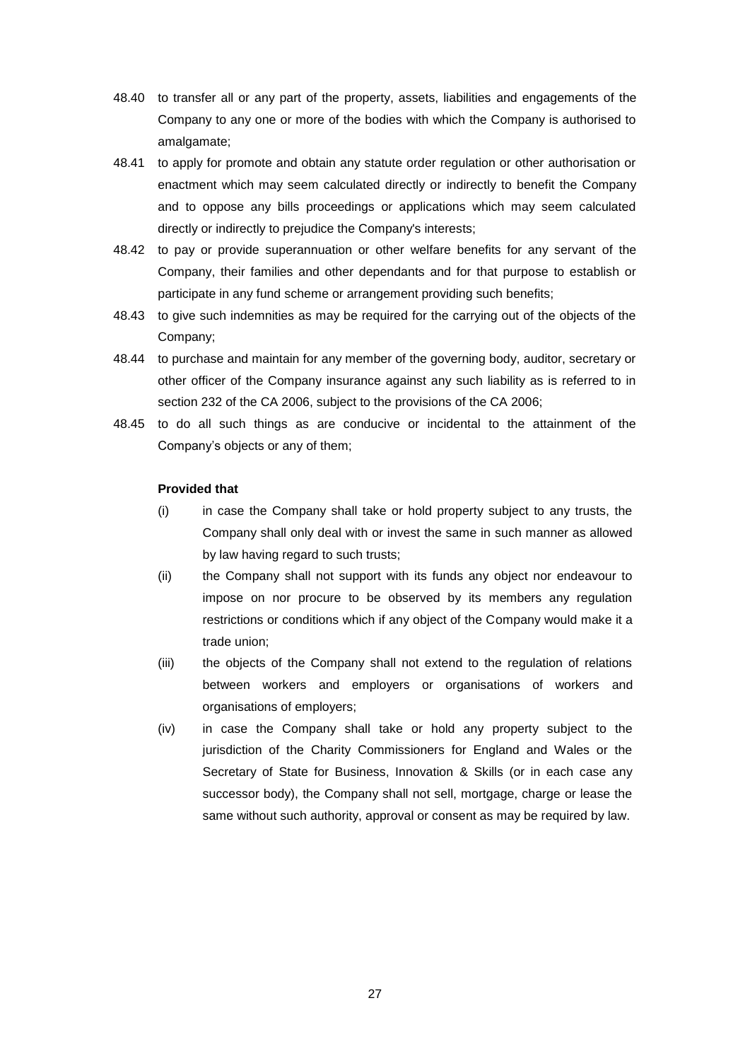48.40 to transfer all or any part of the property, assets, liabilities and engagements of the Company to any one or more of the bodies with which the Company is authorised to amalgamate;

48.41 to apply for promote and obtain any statute order regulation or other authorisation or enactment which may seem calculated directly or indirectly to benefit the Company and to oppose any bills proceedings or applications which may seem calculated directly or indirectly to prejudice the Company's interests;

48.42 to pay or provide superannuation or other welfare benefits for any servant of the Company, their families and other dependants and for that purpose to establish or participate in any fund scheme or arrangement providing such benefits;

48.43 to give such indemnities as may be required for the carrying out of the objects of the Company;

48.44 to purchase and maintain for any member of the governing body, auditor, secretary or other officer of the Company insurance against any such liability as is referred to in section 232 of the CA 2006, subject to the provisions of the CA 2006;

48.45 to do all such things as are conducive or incidental to the attainment of the Company's objects or any of them;

**Provided that**

(i) in case the Company shall take or hold property subject to any trusts, the Company shall only deal with or invest the same in such manner as allowed by law having regard to such trusts;

(ii) the Company shall not support with its funds any object nor endeavour to impose on nor procure to be observed by its members any regulation restrictions or conditions which if any object of the Company would make it a trade union;

(iii) the objects of the Company shall not extend to the regulation of relations between workers and employers or organisations of workers and organisations of employers;

(iv) in case the Company shall take or hold any property subject to the jurisdiction of the Charity Commissioners for England and Wales or the Secretary of State for Business, Innovation & Skills (or in each case any successor body), the Company shall not sell, mortgage, charge or lease the same without such authority, approval or consent as may be required by law.